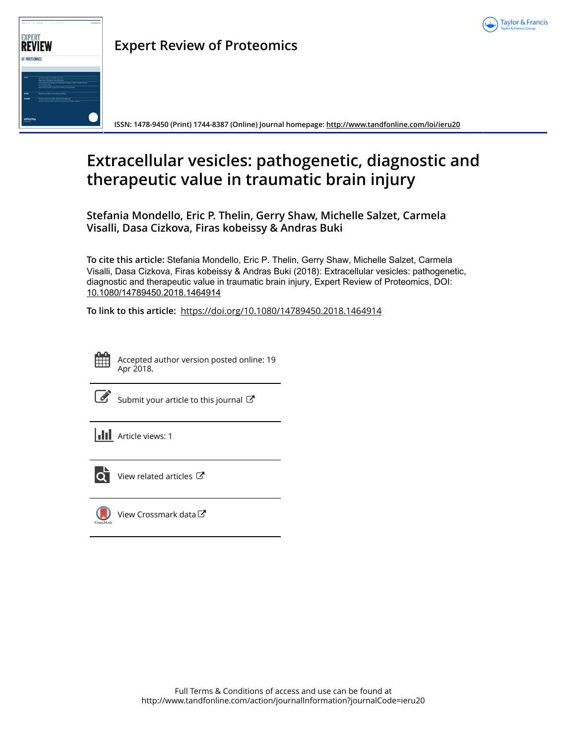Expert Review of Proteomics

ISSN: 1478-9450 (Print) 1744-8387 (Online) Journal homepage: http://www.tandfonline.com/loi/ieru20

# Extracellular vesicles: pathogenetic, diagnostic and therapeutic value in traumatic brain injury

**Stefania Mondello, Eric P. Thelin, Gerry Shaw, Michelle Salzet, Carmela Visalli, Dasa Cizkova, Firas kobeissy & Andras Buki**

**To cite this article:** Stefania Mondello, Eric P. Thelin, Gerry Shaw, Michelle Salzet, Carmela Visalli, Dasa Cizkova, Firas kobeissy & Andras Buki (2018): Extracellular vesicles: pathogenetic, diagnostic and therapeutic value in traumatic brain injury, Expert Review of Proteomics, DOI: 10.1080/14789450.2018.1464914

**To link to this article:** https://doi.org/10.1080/14789450.2018.1464914

Accepted author version posted online: 19 Apr 2018.

Submit your article to this journal

Article views: 1

View related articles

View Crossmark data

Full Terms & Conditions of access and use can be found at http://www.tandfonline.com/action/journalInformation?journalCode=ieru20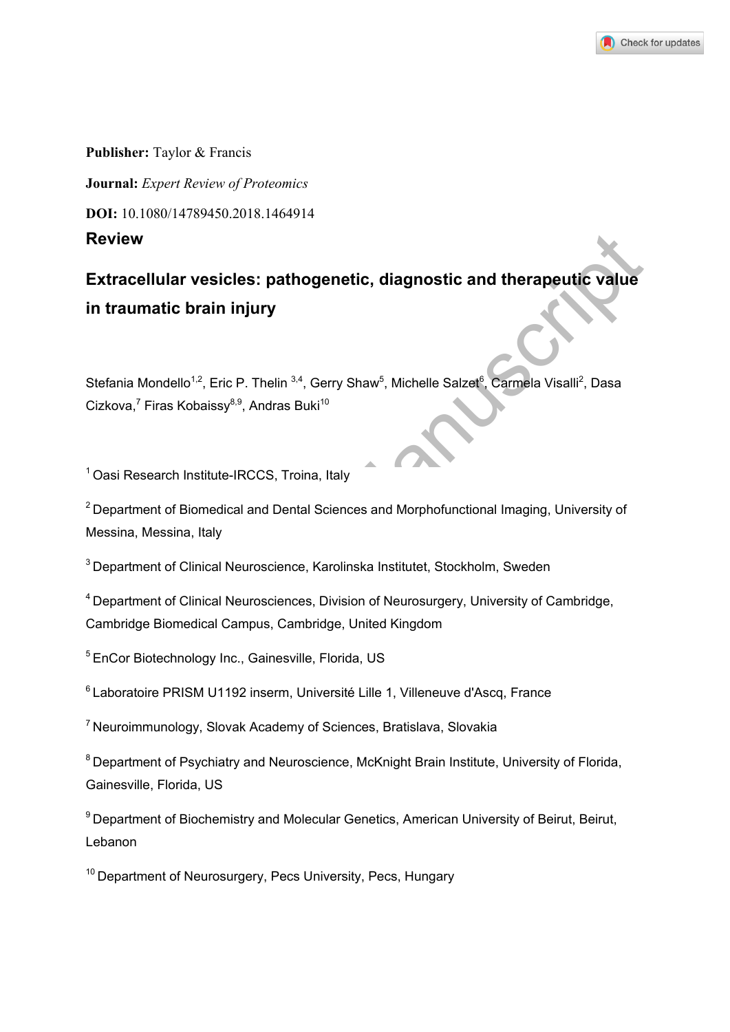**Publisher:** Taylor & Francis

**Journal:** *Expert Review of Proteomics*

**DOI:** 10.1080/14789450.2018.1464914

## Review

# Extracellular vesicles: pathogenetic, diagnostic and therapeutic value in traumatic brain injury

Stefania Mondello[1,2], Eric P. Thelin [3,4], Gerry Shaw[5], Michelle Salzet[6], Carmela Visalli[2], Dasa Cizkova,[7] Firas Kobaissy[8,9], Andras Buki[10]

[1] Oasi Research Institute-IRCCS, Troina, Italy

[2] Department of Biomedical and Dental Sciences and Morphofunctional Imaging, University of Messina, Messina, Italy

[3] Department of Clinical Neuroscience, Karolinska Institutet, Stockholm, Sweden

[4] Department of Clinical Neurosciences, Division of Neurosurgery, University of Cambridge, Cambridge Biomedical Campus, Cambridge, United Kingdom

[5] EnCor Biotechnology Inc., Gainesville, Florida, US

[6] Laboratoire PRISM U1192 inserm, Université Lille 1, Villeneuve d'Ascq, France

[7] Neuroimmunology, Slovak Academy of Sciences, Bratislava, Slovakia

[8] Department of Psychiatry and Neuroscience, McKnight Brain Institute, University of Florida, Gainesville, Florida, US

[9] Department of Biochemistry and Molecular Genetics, American University of Beirut, Beirut, Lebanon

[10] Department of Neurosurgery, Pecs University, Pecs, Hungary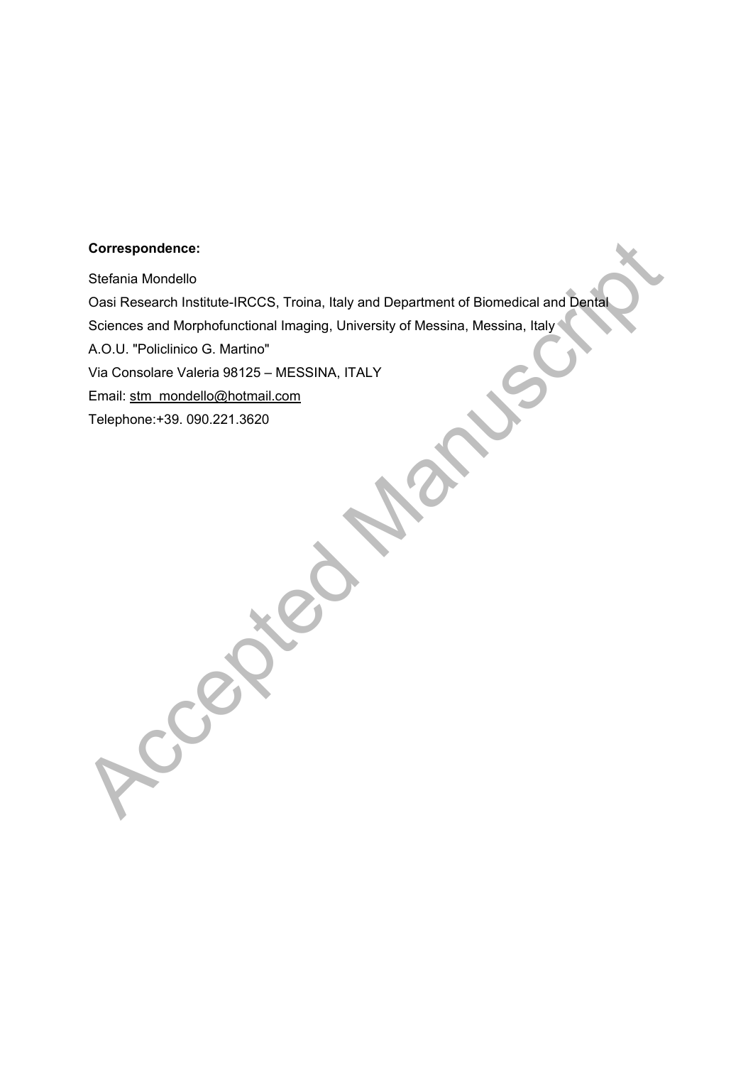**Correspondence:**

Stefania Mondello

Oasi Research Institute-IRCCS, Troina, Italy and Department of Biomedical and Dental Sciences and Morphofunctional Imaging, University of Messina, Messina, Italy

A.O.U. "Policlinico G. Martino"

Via Consolare Valeria 98125 – MESSINA, ITALY

Email: stm_mondello@hotmail.com

Telephone:+39. 090.221.3620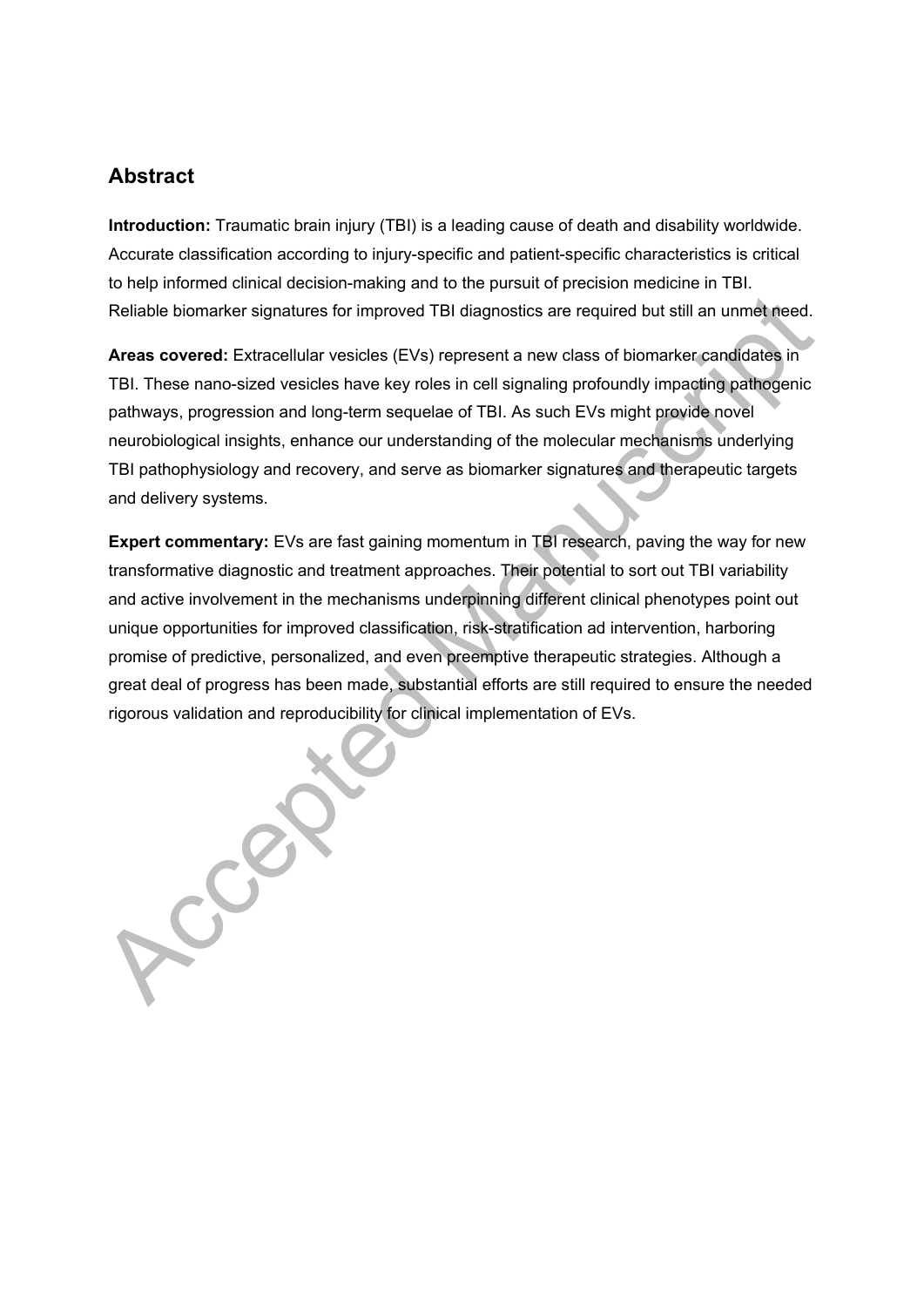## Abstract

**Introduction:** Traumatic brain injury (TBI) is a leading cause of death and disability worldwide. Accurate classification according to injury-specific and patient-specific characteristics is critical to help informed clinical decision-making and to the pursuit of precision medicine in TBI. Reliable biomarker signatures for improved TBI diagnostics are required but still an unmet need.

**Areas covered:** Extracellular vesicles (EVs) represent a new class of biomarker candidates in TBI. These nano-sized vesicles have key roles in cell signaling profoundly impacting pathogenic pathways, progression and long-term sequelae of TBI. As such EVs might provide novel neurobiological insights, enhance our understanding of the molecular mechanisms underlying TBI pathophysiology and recovery, and serve as biomarker signatures and therapeutic targets and delivery systems.

**Expert commentary:** EVs are fast gaining momentum in TBI research, paving the way for new transformative diagnostic and treatment approaches. Their potential to sort out TBI variability and active involvement in the mechanisms underpinning different clinical phenotypes point out unique opportunities for improved classification, risk-stratification ad intervention, harboring promise of predictive, personalized, and even preemptive therapeutic strategies. Although a great deal of progress has been made, substantial efforts are still required to ensure the needed rigorous validation and reproducibility for clinical implementation of EVs.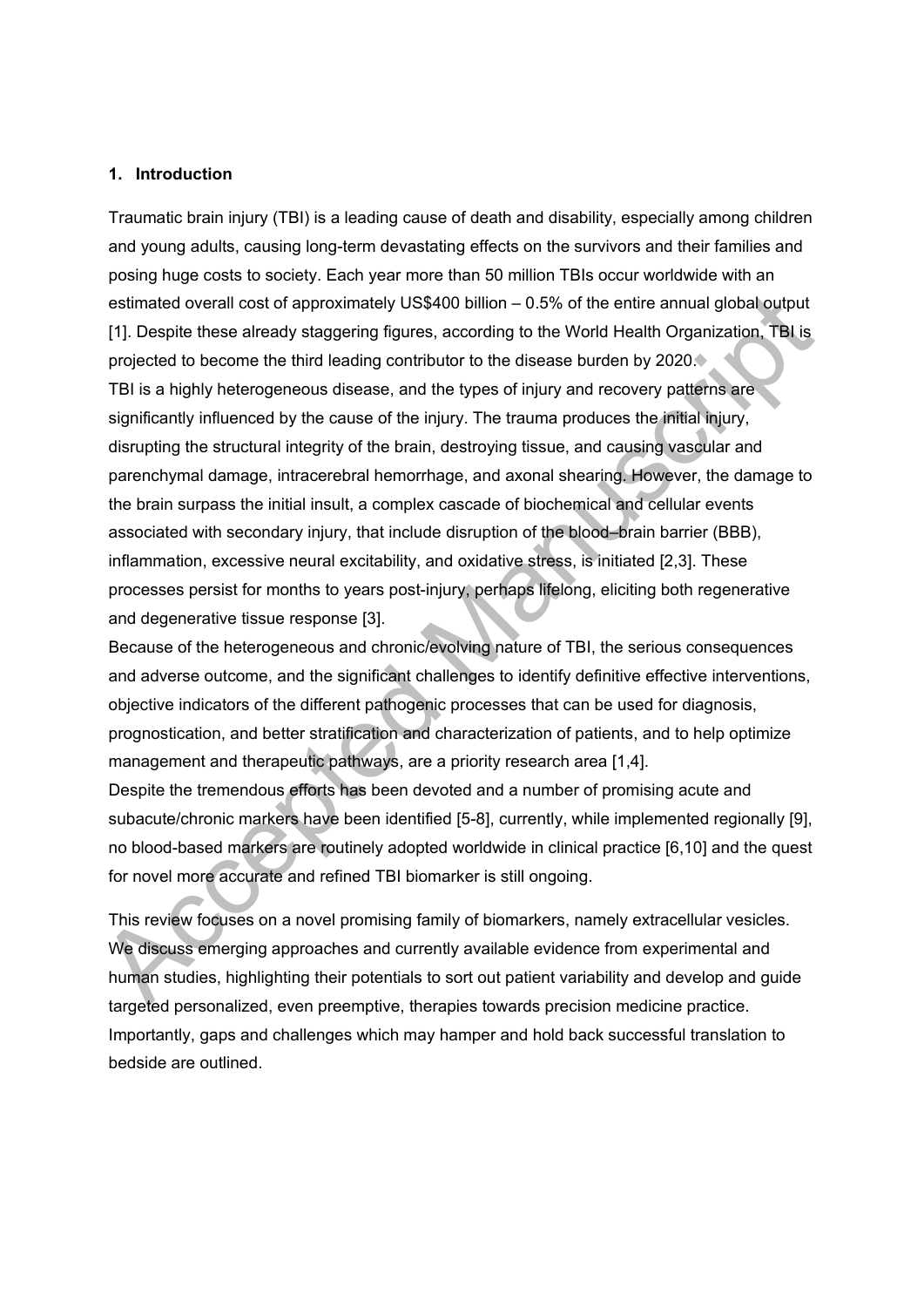## 1. Introduction

Traumatic brain injury (TBI) is a leading cause of death and disability, especially among children and young adults, causing long-term devastating effects on the survivors and their families and posing huge costs to society. Each year more than 50 million TBIs occur worldwide with an estimated overall cost of approximately US$400 billion – 0.5% of the entire annual global output [1]. Despite these already staggering figures, according to the World Health Organization, TBI is projected to become the third leading contributor to the disease burden by 2020.

TBI is a highly heterogeneous disease, and the types of injury and recovery patterns are significantly influenced by the cause of the injury. The trauma produces the initial injury, disrupting the structural integrity of the brain, destroying tissue, and causing vascular and parenchymal damage, intracerebral hemorrhage, and axonal shearing. However, the damage to the brain surpass the initial insult, a complex cascade of biochemical and cellular events associated with secondary injury, that include disruption of the blood–brain barrier (BBB), inflammation, excessive neural excitability, and oxidative stress, is initiated [2,3]. These processes persist for months to years post-injury, perhaps lifelong, eliciting both regenerative and degenerative tissue response [3].

Because of the heterogeneous and chronic/evolving nature of TBI, the serious consequences and adverse outcome, and the significant challenges to identify definitive effective interventions, objective indicators of the different pathogenic processes that can be used for diagnosis, prognostication, and better stratification and characterization of patients, and to help optimize management and therapeutic pathways, are a priority research area [1,4].

Despite the tremendous efforts has been devoted and a number of promising acute and subacute/chronic markers have been identified [5-8], currently, while implemented regionally [9], no blood-based markers are routinely adopted worldwide in clinical practice [6,10] and the quest for novel more accurate and refined TBI biomarker is still ongoing.

This review focuses on a novel promising family of biomarkers, namely extracellular vesicles. We discuss emerging approaches and currently available evidence from experimental and human studies, highlighting their potentials to sort out patient variability and develop and guide targeted personalized, even preemptive, therapies towards precision medicine practice. Importantly, gaps and challenges which may hamper and hold back successful translation to bedside are outlined.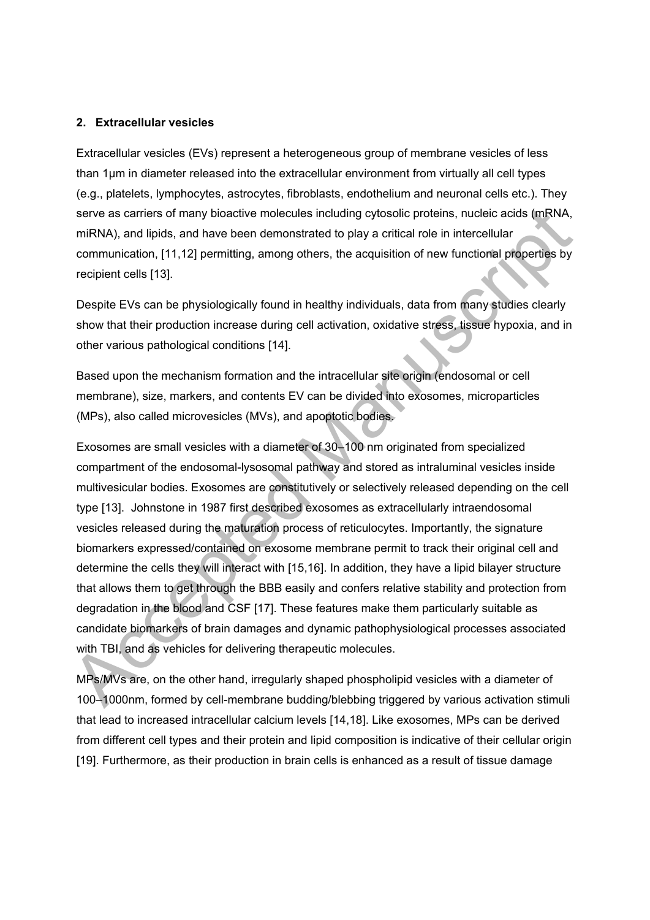## 2. Extracellular vesicles

Extracellular vesicles (EVs) represent a heterogeneous group of membrane vesicles of less than 1μm in diameter released into the extracellular environment from virtually all cell types (e.g., platelets, lymphocytes, astrocytes, fibroblasts, endothelium and neuronal cells etc.). They serve as carriers of many bioactive molecules including cytosolic proteins, nucleic acids (mRNA, miRNA), and lipids, and have been demonstrated to play a critical role in intercellular communication, [11,12] permitting, among others, the acquisition of new functional properties by recipient cells [13].

Despite EVs can be physiologically found in healthy individuals, data from many studies clearly show that their production increase during cell activation, oxidative stress, tissue hypoxia, and in other various pathological conditions [14].

Based upon the mechanism formation and the intracellular site origin (endosomal or cell membrane), size, markers, and contents EV can be divided into exosomes, microparticles (MPs), also called microvesicles (MVs), and apoptotic bodies.

Exosomes are small vesicles with a diameter of 30–100 nm originated from specialized compartment of the endosomal-lysosomal pathway and stored as intraluminal vesicles inside multivesicular bodies. Exosomes are constitutively or selectively released depending on the cell type [13]. Johnstone in 1987 first described exosomes as extracellularly intraendosomal vesicles released during the maturation process of reticulocytes. Importantly, the signature biomarkers expressed/contained on exosome membrane permit to track their original cell and determine the cells they will interact with [15,16]. In addition, they have a lipid bilayer structure that allows them to get through the BBB easily and confers relative stability and protection from degradation in the blood and CSF [17]. These features make them particularly suitable as candidate biomarkers of brain damages and dynamic pathophysiological processes associated with TBI, and as vehicles for delivering therapeutic molecules.

MPs/MVs are, on the other hand, irregularly shaped phospholipid vesicles with a diameter of 100–1000nm, formed by cell-membrane budding/blebbing triggered by various activation stimuli that lead to increased intracellular calcium levels [14,18]. Like exosomes, MPs can be derived from different cell types and their protein and lipid composition is indicative of their cellular origin [19]. Furthermore, as their production in brain cells is enhanced as a result of tissue damage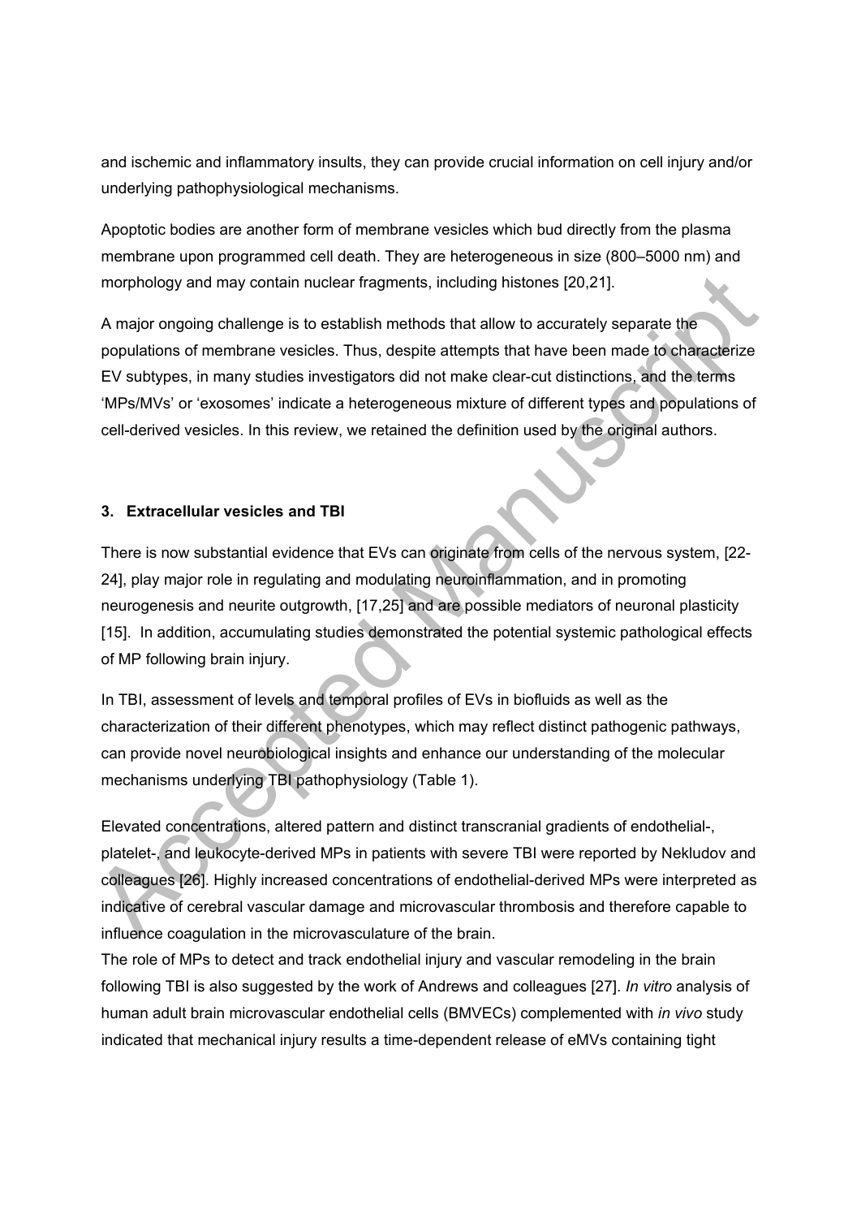and ischemic and inflammatory insults, they can provide crucial information on cell injury and/or underlying pathophysiological mechanisms.

Apoptotic bodies are another form of membrane vesicles which bud directly from the plasma membrane upon programmed cell death. They are heterogeneous in size (800–5000 nm) and morphology and may contain nuclear fragments, including histones [20,21].

A major ongoing challenge is to establish methods that allow to accurately separate the populations of membrane vesicles. Thus, despite attempts that have been made to characterize EV subtypes, in many studies investigators did not make clear-cut distinctions, and the terms 'MPs/MVs' or 'exosomes' indicate a heterogeneous mixture of different types and populations of cell-derived vesicles. In this review, we retained the definition used by the original authors.

### 3. Extracellular vesicles and TBI

There is now substantial evidence that EVs can originate from cells of the nervous system, [22-24], play major role in regulating and modulating neuroinflammation, and in promoting neurogenesis and neurite outgrowth, [17,25] and are possible mediators of neuronal plasticity [15]. In addition, accumulating studies demonstrated the potential systemic pathological effects of MP following brain injury.

In TBI, assessment of levels and temporal profiles of EVs in biofluids as well as the characterization of their different phenotypes, which may reflect distinct pathogenic pathways, can provide novel neurobiological insights and enhance our understanding of the molecular mechanisms underlying TBI pathophysiology (Table 1).

Elevated concentrations, altered pattern and distinct transcranial gradients of endothelial-, platelet-, and leukocyte-derived MPs in patients with severe TBI were reported by Nekludov and colleagues [26]. Highly increased concentrations of endothelial-derived MPs were interpreted as indicative of cerebral vascular damage and microvascular thrombosis and therefore capable to influence coagulation in the microvasculature of the brain.

The role of MPs to detect and track endothelial injury and vascular remodeling in the brain following TBI is also suggested by the work of Andrews and colleagues [27]. *In vitro* analysis of human adult brain microvascular endothelial cells (BMVECs) complemented with *in vivo* study indicated that mechanical injury results a time-dependent release of eMVs containing tight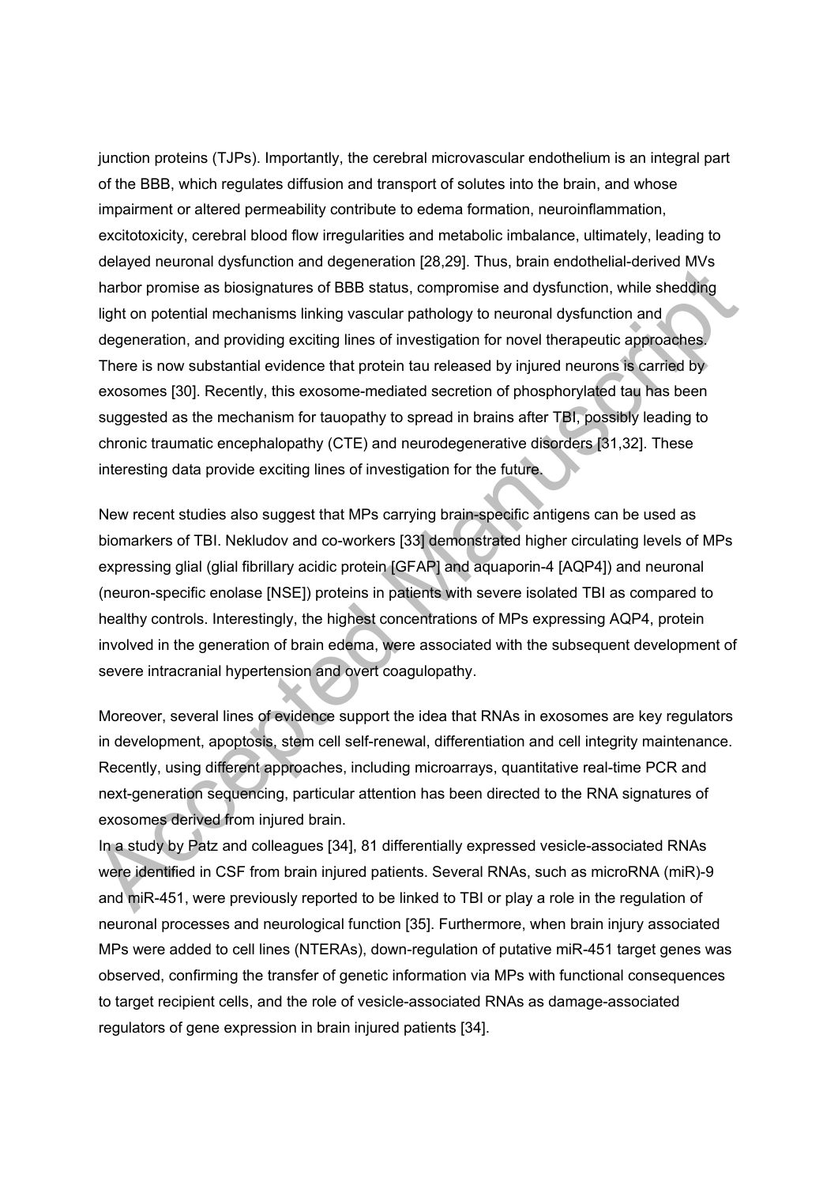junction proteins (TJPs). Importantly, the cerebral microvascular endothelium is an integral part of the BBB, which regulates diffusion and transport of solutes into the brain, and whose impairment or altered permeability contribute to edema formation, neuroinflammation, excitotoxicity, cerebral blood flow irregularities and metabolic imbalance, ultimately, leading to delayed neuronal dysfunction and degeneration [28,29]. Thus, brain endothelial-derived MVs harbor promise as biosignatures of BBB status, compromise and dysfunction, while shedding light on potential mechanisms linking vascular pathology to neuronal dysfunction and degeneration, and providing exciting lines of investigation for novel therapeutic approaches. There is now substantial evidence that protein tau released by injured neurons is carried by exosomes [30]. Recently, this exosome-mediated secretion of phosphorylated tau has been suggested as the mechanism for tauopathy to spread in brains after TBI, possibly leading to chronic traumatic encephalopathy (CTE) and neurodegenerative disorders [31,32]. These interesting data provide exciting lines of investigation for the future.

New recent studies also suggest that MPs carrying brain-specific antigens can be used as biomarkers of TBI. Nekludov and co-workers [33] demonstrated higher circulating levels of MPs expressing glial (glial fibrillary acidic protein [GFAP] and aquaporin-4 [AQP4]) and neuronal (neuron-specific enolase [NSE]) proteins in patients with severe isolated TBI as compared to healthy controls. Interestingly, the highest concentrations of MPs expressing AQP4, protein involved in the generation of brain edema, were associated with the subsequent development of severe intracranial hypertension and overt coagulopathy.

Moreover, several lines of evidence support the idea that RNAs in exosomes are key regulators in development, apoptosis, stem cell self-renewal, differentiation and cell integrity maintenance. Recently, using different approaches, including microarrays, quantitative real-time PCR and next-generation sequencing, particular attention has been directed to the RNA signatures of exosomes derived from injured brain.

In a study by Patz and colleagues [34], 81 differentially expressed vesicle-associated RNAs were identified in CSF from brain injured patients. Several RNAs, such as microRNA (miR)-9 and miR-451, were previously reported to be linked to TBI or play a role in the regulation of neuronal processes and neurological function [35]. Furthermore, when brain injury associated MPs were added to cell lines (NTERAs), down-regulation of putative miR-451 target genes was observed, confirming the transfer of genetic information via MPs with functional consequences to target recipient cells, and the role of vesicle-associated RNAs as damage-associated regulators of gene expression in brain injured patients [34].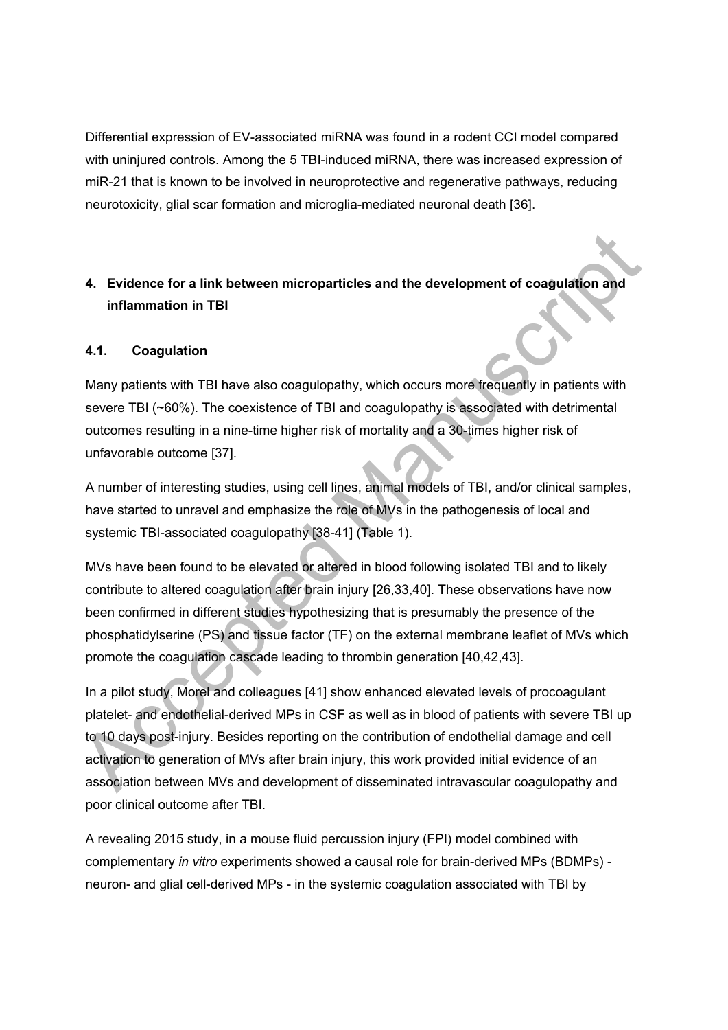Differential expression of EV-associated miRNA was found in a rodent CCI model compared with uninjured controls. Among the 5 TBI-induced miRNA, there was increased expression of miR-21 that is known to be involved in neuroprotective and regenerative pathways, reducing neurotoxicity, glial scar formation and microglia-mediated neuronal death [36].

## 4. Evidence for a link between microparticles and the development of coagulation and inflammation in TBI

### 4.1. Coagulation

Many patients with TBI have also coagulopathy, which occurs more frequently in patients with severe TBI (~60%). The coexistence of TBI and coagulopathy is associated with detrimental outcomes resulting in a nine-time higher risk of mortality and a 30-times higher risk of unfavorable outcome [37].

A number of interesting studies, using cell lines, animal models of TBI, and/or clinical samples, have started to unravel and emphasize the role of MVs in the pathogenesis of local and systemic TBI-associated coagulopathy [38-41] (Table 1).

MVs have been found to be elevated or altered in blood following isolated TBI and to likely contribute to altered coagulation after brain injury [26,33,40]. These observations have now been confirmed in different studies hypothesizing that is presumably the presence of the phosphatidylserine (PS) and tissue factor (TF) on the external membrane leaflet of MVs which promote the coagulation cascade leading to thrombin generation [40,42,43].

In a pilot study, Morel and colleagues [41] show enhanced elevated levels of procoagulant platelet- and endothelial-derived MPs in CSF as well as in blood of patients with severe TBI up to 10 days post-injury. Besides reporting on the contribution of endothelial damage and cell activation to generation of MVs after brain injury, this work provided initial evidence of an association between MVs and development of disseminated intravascular coagulopathy and poor clinical outcome after TBI.

A revealing 2015 study, in a mouse fluid percussion injury (FPI) model combined with complementary *in vitro* experiments showed a causal role for brain-derived MPs (BDMPs) - neuron- and glial cell-derived MPs - in the systemic coagulation associated with TBI by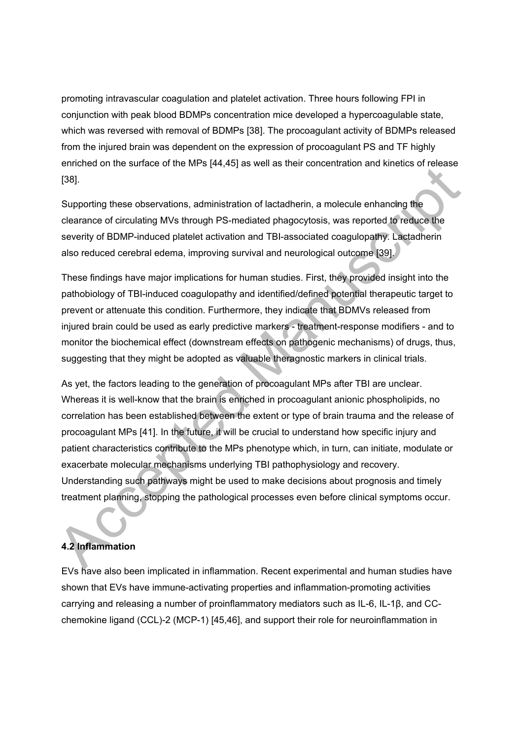promoting intravascular coagulation and platelet activation. Three hours following FPI in conjunction with peak blood BDMPs concentration mice developed a hypercoagulable state, which was reversed with removal of BDMPs [38]. The procoagulant activity of BDMPs released from the injured brain was dependent on the expression of procoagulant PS and TF highly enriched on the surface of the MPs [44,45] as well as their concentration and kinetics of release [38].

Supporting these observations, administration of lactadherin, a molecule enhancing the clearance of circulating MVs through PS-mediated phagocytosis, was reported to reduce the severity of BDMP-induced platelet activation and TBI-associated coagulopathy. Lactadherin also reduced cerebral edema, improving survival and neurological outcome [39].

These findings have major implications for human studies. First, they provided insight into the pathobiology of TBI-induced coagulopathy and identified/defined potential therapeutic target to prevent or attenuate this condition. Furthermore, they indicate that BDMVs released from injured brain could be used as early predictive markers - treatment-response modifiers - and to monitor the biochemical effect (downstream effects on pathogenic mechanisms) of drugs, thus, suggesting that they might be adopted as valuable theragnostic markers in clinical trials.

As yet, the factors leading to the generation of procoagulant MPs after TBI are unclear. Whereas it is well-know that the brain is enriched in procoagulant anionic phospholipids, no correlation has been established between the extent or type of brain trauma and the release of procoagulant MPs [41]. In the future, it will be crucial to understand how specific injury and patient characteristics contribute to the MPs phenotype which, in turn, can initiate, modulate or exacerbate molecular mechanisms underlying TBI pathophysiology and recovery. Understanding such pathways might be used to make decisions about prognosis and timely treatment planning, stopping the pathological processes even before clinical symptoms occur.

### 4.2 Inflammation

EVs have also been implicated in inflammation. Recent experimental and human studies have shown that EVs have immune-activating properties and inflammation-promoting activities carrying and releasing a number of proinflammatory mediators such as IL-6, IL-1β, and CC-chemokine ligand (CCL)-2 (MCP-1) [45,46], and support their role for neuroinflammation in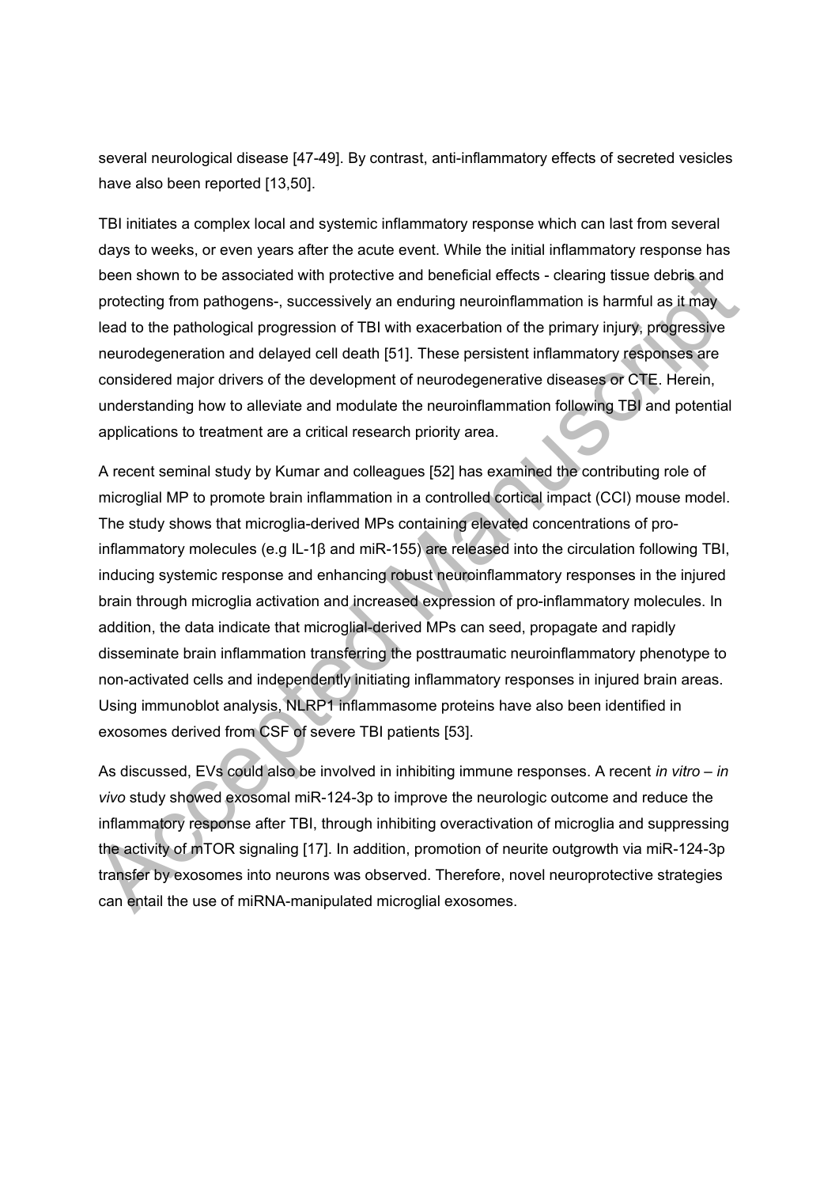several neurological disease [47-49]. By contrast, anti-inflammatory effects of secreted vesicles have also been reported [13,50].

TBI initiates a complex local and systemic inflammatory response which can last from several days to weeks, or even years after the acute event. While the initial inflammatory response has been shown to be associated with protective and beneficial effects - clearing tissue debris and protecting from pathogens-, successively an enduring neuroinflammation is harmful as it may lead to the pathological progression of TBI with exacerbation of the primary injury, progressive neurodegeneration and delayed cell death [51]. These persistent inflammatory responses are considered major drivers of the development of neurodegenerative diseases or CTE. Herein, understanding how to alleviate and modulate the neuroinflammation following TBI and potential applications to treatment are a critical research priority area.

A recent seminal study by Kumar and colleagues [52] has examined the contributing role of microglial MP to promote brain inflammation in a controlled cortical impact (CCI) mouse model. The study shows that microglia-derived MPs containing elevated concentrations of pro-inflammatory molecules (e.g IL-1β and miR-155) are released into the circulation following TBI, inducing systemic response and enhancing robust neuroinflammatory responses in the injured brain through microglia activation and increased expression of pro-inflammatory molecules. In addition, the data indicate that microglial-derived MPs can seed, propagate and rapidly disseminate brain inflammation transferring the posttraumatic neuroinflammatory phenotype to non-activated cells and independently initiating inflammatory responses in injured brain areas. Using immunoblot analysis, NLRP1 inflammasome proteins have also been identified in exosomes derived from CSF of severe TBI patients [53].

As discussed, EVs could also be involved in inhibiting immune responses. A recent *in vitro – in vivo* study showed exosomal miR-124-3p to improve the neurologic outcome and reduce the inflammatory response after TBI, through inhibiting overactivation of microglia and suppressing the activity of mTOR signaling [17]. In addition, promotion of neurite outgrowth via miR-124-3p transfer by exosomes into neurons was observed. Therefore, novel neuroprotective strategies can entail the use of miRNA-manipulated microglial exosomes.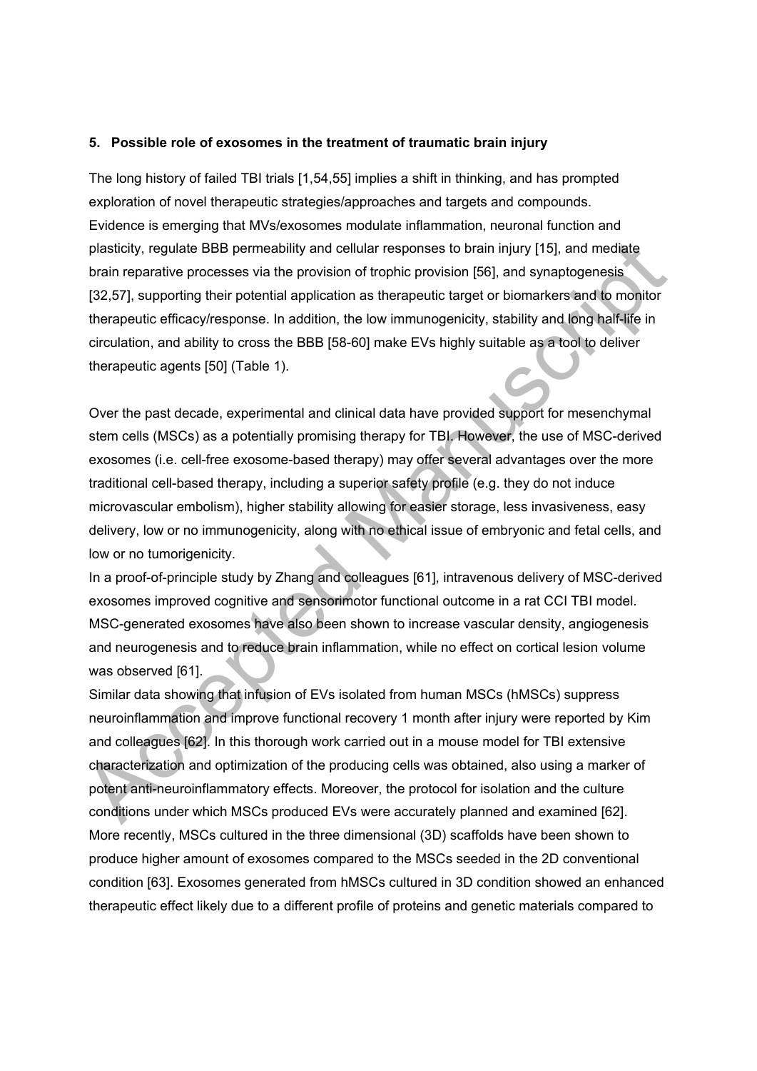## 5. Possible role of exosomes in the treatment of traumatic brain injury

The long history of failed TBI trials [1,54,55] implies a shift in thinking, and has prompted exploration of novel therapeutic strategies/approaches and targets and compounds. Evidence is emerging that MVs/exosomes modulate inflammation, neuronal function and plasticity, regulate BBB permeability and cellular responses to brain injury [15], and mediate brain reparative processes via the provision of trophic provision [56], and synaptogenesis [32,57], supporting their potential application as therapeutic target or biomarkers and to monitor therapeutic efficacy/response. In addition, the low immunogenicity, stability and long half-life in circulation, and ability to cross the BBB [58-60] make EVs highly suitable as a tool to deliver therapeutic agents [50] (Table 1).

Over the past decade, experimental and clinical data have provided support for mesenchymal stem cells (MSCs) as a potentially promising therapy for TBI. However, the use of MSC-derived exosomes (i.e. cell-free exosome-based therapy) may offer several advantages over the more traditional cell-based therapy, including a superior safety profile (e.g. they do not induce microvascular embolism), higher stability allowing for easier storage, less invasiveness, easy delivery, low or no immunogenicity, along with no ethical issue of embryonic and fetal cells, and low or no tumorigenicity.

In a proof-of-principle study by Zhang and colleagues [61], intravenous delivery of MSC-derived exosomes improved cognitive and sensorimotor functional outcome in a rat CCI TBI model. MSC-generated exosomes have also been shown to increase vascular density, angiogenesis and neurogenesis and to reduce brain inflammation, while no effect on cortical lesion volume was observed [61].

Similar data showing that infusion of EVs isolated from human MSCs (hMSCs) suppress neuroinflammation and improve functional recovery 1 month after injury were reported by Kim and colleagues [62]. In this thorough work carried out in a mouse model for TBI extensive characterization and optimization of the producing cells was obtained, also using a marker of potent anti-neuroinflammatory effects. Moreover, the protocol for isolation and the culture conditions under which MSCs produced EVs were accurately planned and examined [62].

More recently, MSCs cultured in the three dimensional (3D) scaffolds have been shown to produce higher amount of exosomes compared to the MSCs seeded in the 2D conventional condition [63]. Exosomes generated from hMSCs cultured in 3D condition showed an enhanced therapeutic effect likely due to a different profile of proteins and genetic materials compared to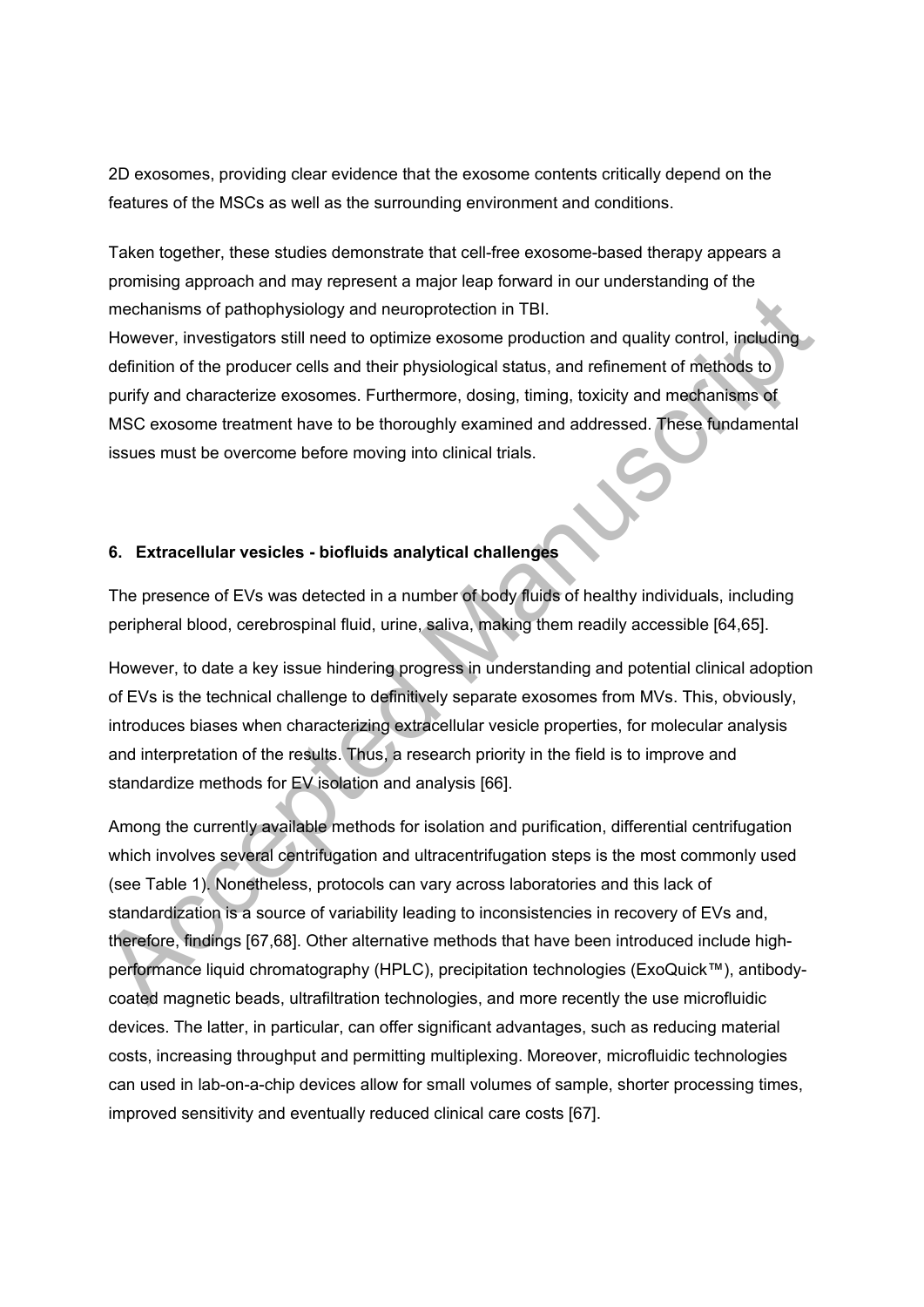2D exosomes, providing clear evidence that the exosome contents critically depend on the features of the MSCs as well as the surrounding environment and conditions.

Taken together, these studies demonstrate that cell-free exosome-based therapy appears a promising approach and may represent a major leap forward in our understanding of the mechanisms of pathophysiology and neuroprotection in TBI.
However, investigators still need to optimize exosome production and quality control, including definition of the producer cells and their physiological status, and refinement of methods to purify and characterize exosomes. Furthermore, dosing, timing, toxicity and mechanisms of MSC exosome treatment have to be thoroughly examined and addressed. These fundamental issues must be overcome before moving into clinical trials.

## 6. Extracellular vesicles - biofluids analytical challenges

The presence of EVs was detected in a number of body fluids of healthy individuals, including peripheral blood, cerebrospinal fluid, urine, saliva, making them readily accessible [64,65].

However, to date a key issue hindering progress in understanding and potential clinical adoption of EVs is the technical challenge to definitively separate exosomes from MVs. This, obviously, introduces biases when characterizing extracellular vesicle properties, for molecular analysis and interpretation of the results. Thus, a research priority in the field is to improve and standardize methods for EV isolation and analysis [66].

Among the currently available methods for isolation and purification, differential centrifugation which involves several centrifugation and ultracentrifugation steps is the most commonly used (see Table 1). Nonetheless, protocols can vary across laboratories and this lack of standardization is a source of variability leading to inconsistencies in recovery of EVs and, therefore, findings [67,68]. Other alternative methods that have been introduced include high-performance liquid chromatography (HPLC), precipitation technologies (ExoQuick™), antibody-coated magnetic beads, ultrafiltration technologies, and more recently the use microfluidic devices. The latter, in particular, can offer significant advantages, such as reducing material costs, increasing throughput and permitting multiplexing. Moreover, microfluidic technologies can used in lab-on-a-chip devices allow for small volumes of sample, shorter processing times, improved sensitivity and eventually reduced clinical care costs [67].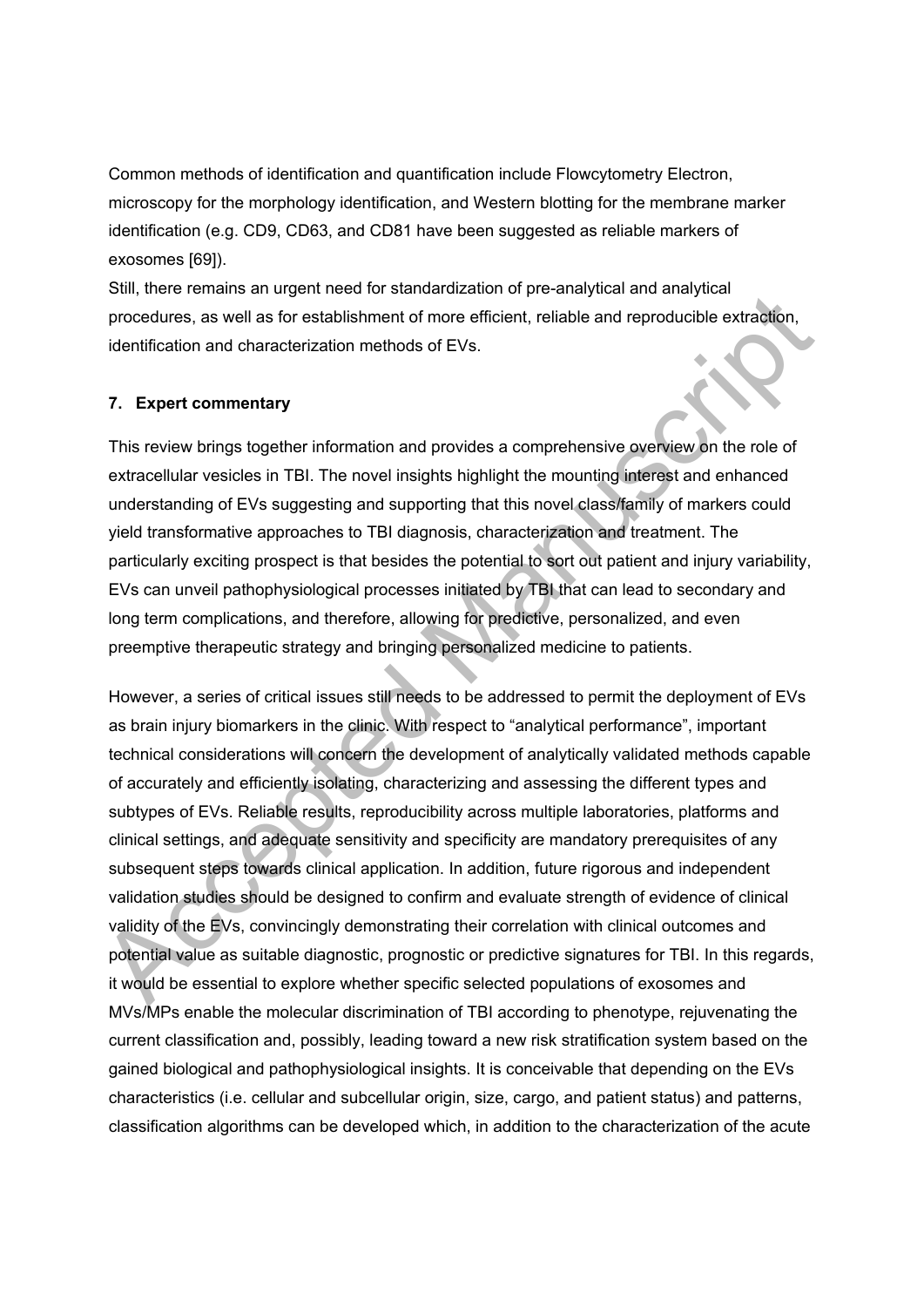Common methods of identification and quantification include Flowcytometry Electron, microscopy for the morphology identification, and Western blotting for the membrane marker identification (e.g. CD9, CD63, and CD81 have been suggested as reliable markers of exosomes [69]).

Still, there remains an urgent need for standardization of pre-analytical and analytical procedures, as well as for establishment of more efficient, reliable and reproducible extraction, identification and characterization methods of EVs.

## 7. Expert commentary

This review brings together information and provides a comprehensive overview on the role of extracellular vesicles in TBI. The novel insights highlight the mounting interest and enhanced understanding of EVs suggesting and supporting that this novel class/family of markers could yield transformative approaches to TBI diagnosis, characterization and treatment. The particularly exciting prospect is that besides the potential to sort out patient and injury variability, EVs can unveil pathophysiological processes initiated by TBI that can lead to secondary and long term complications, and therefore, allowing for predictive, personalized, and even preemptive therapeutic strategy and bringing personalized medicine to patients.

However, a series of critical issues still needs to be addressed to permit the deployment of EVs as brain injury biomarkers in the clinic. With respect to “analytical performance”, important technical considerations will concern the development of analytically validated methods capable of accurately and efficiently isolating, characterizing and assessing the different types and subtypes of EVs. Reliable results, reproducibility across multiple laboratories, platforms and clinical settings, and adequate sensitivity and specificity are mandatory prerequisites of any subsequent steps towards clinical application. In addition, future rigorous and independent validation studies should be designed to confirm and evaluate strength of evidence of clinical validity of the EVs, convincingly demonstrating their correlation with clinical outcomes and potential value as suitable diagnostic, prognostic or predictive signatures for TBI. In this regards, it would be essential to explore whether specific selected populations of exosomes and MVs/MPs enable the molecular discrimination of TBI according to phenotype, rejuvenating the current classification and, possibly, leading toward a new risk stratification system based on the gained biological and pathophysiological insights. It is conceivable that depending on the EVs characteristics (i.e. cellular and subcellular origin, size, cargo, and patient status) and patterns, classification algorithms can be developed which, in addition to the characterization of the acute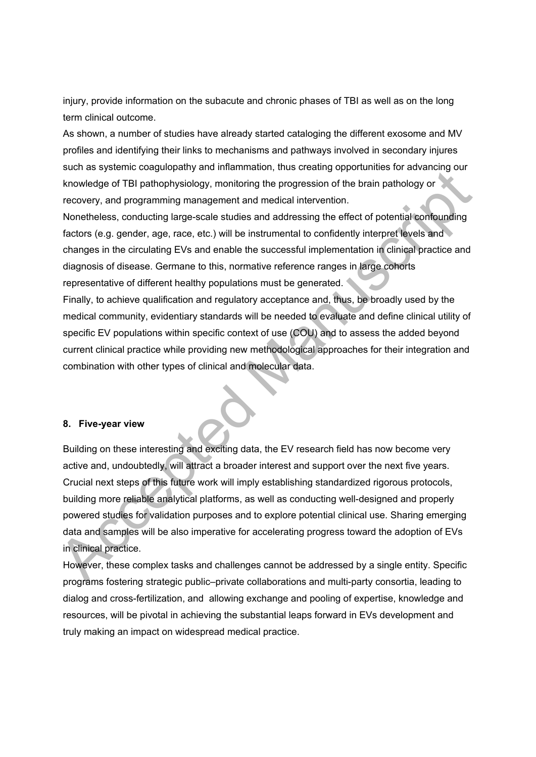injury, provide information on the subacute and chronic phases of TBI as well as on the long term clinical outcome.

As shown, a number of studies have already started cataloging the different exosome and MV profiles and identifying their links to mechanisms and pathways involved in secondary injures such as systemic coagulopathy and inflammation, thus creating opportunities for advancing our knowledge of TBI pathophysiology, monitoring the progression of the brain pathology or recovery, and programming management and medical intervention.

Nonetheless, conducting large-scale studies and addressing the effect of potential confounding factors (e.g. gender, age, race, etc.) will be instrumental to confidently interpret levels and changes in the circulating EVs and enable the successful implementation in clinical practice and diagnosis of disease. Germane to this, normative reference ranges in large cohorts representative of different healthy populations must be generated.

Finally, to achieve qualification and regulatory acceptance and, thus, be broadly used by the medical community, evidentiary standards will be needed to evaluate and define clinical utility of specific EV populations within specific context of use (COU) and to assess the added beyond current clinical practice while providing new methodological approaches for their integration and combination with other types of clinical and molecular data.

## 8. Five-year view

Building on these interesting and exciting data, the EV research field has now become very active and, undoubtedly, will attract a broader interest and support over the next five years. Crucial next steps of this future work will imply establishing standardized rigorous protocols, building more reliable analytical platforms, as well as conducting well-designed and properly powered studies for validation purposes and to explore potential clinical use. Sharing emerging data and samples will be also imperative for accelerating progress toward the adoption of EVs in clinical practice.

However, these complex tasks and challenges cannot be addressed by a single entity. Specific programs fostering strategic public–private collaborations and multi-party consortia, leading to dialog and cross-fertilization, and allowing exchange and pooling of expertise, knowledge and resources, will be pivotal in achieving the substantial leaps forward in EVs development and truly making an impact on widespread medical practice.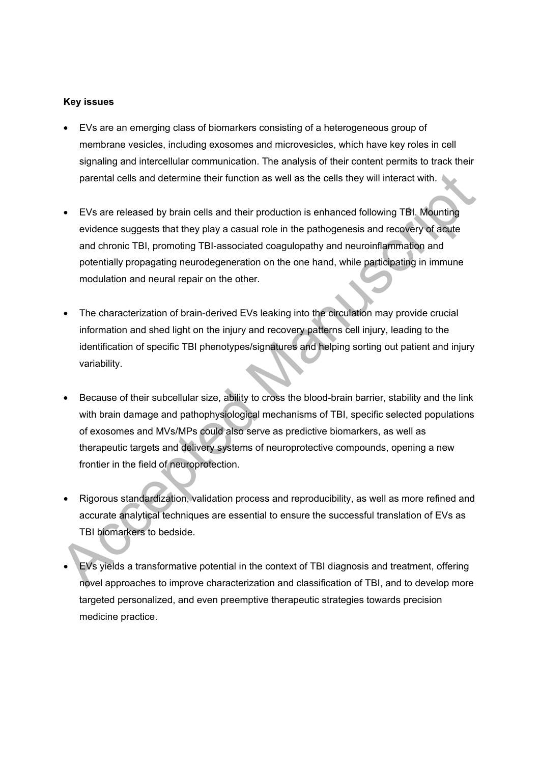**Key issues**

- EVs are an emerging class of biomarkers consisting of a heterogeneous group of membrane vesicles, including exosomes and microvesicles, which have key roles in cell signaling and intercellular communication. The analysis of their content permits to track their parental cells and determine their function as well as the cells they will interact with.

- EVs are released by brain cells and their production is enhanced following TBI. Mounting evidence suggests that they play a casual role in the pathogenesis and recovery of acute and chronic TBI, promoting TBI-associated coagulopathy and neuroinflammation and potentially propagating neurodegeneration on the one hand, while participating in immune modulation and neural repair on the other.

- The characterization of brain-derived EVs leaking into the circulation may provide crucial information and shed light on the injury and recovery patterns cell injury, leading to the identification of specific TBI phenotypes/signatures and helping sorting out patient and injury variability.

- Because of their subcellular size, ability to cross the blood-brain barrier, stability and the link with brain damage and pathophysiological mechanisms of TBI, specific selected populations of exosomes and MVs/MPs could also serve as predictive biomarkers, as well as therapeutic targets and delivery systems of neuroprotective compounds, opening a new frontier in the field of neuroprotection.

- Rigorous standardization, validation process and reproducibility, as well as more refined and accurate analytical techniques are essential to ensure the successful translation of EVs as TBI biomarkers to bedside.

- EVs yields a transformative potential in the context of TBI diagnosis and treatment, offering novel approaches to improve characterization and classification of TBI, and to develop more targeted personalized, and even preemptive therapeutic strategies towards precision medicine practice.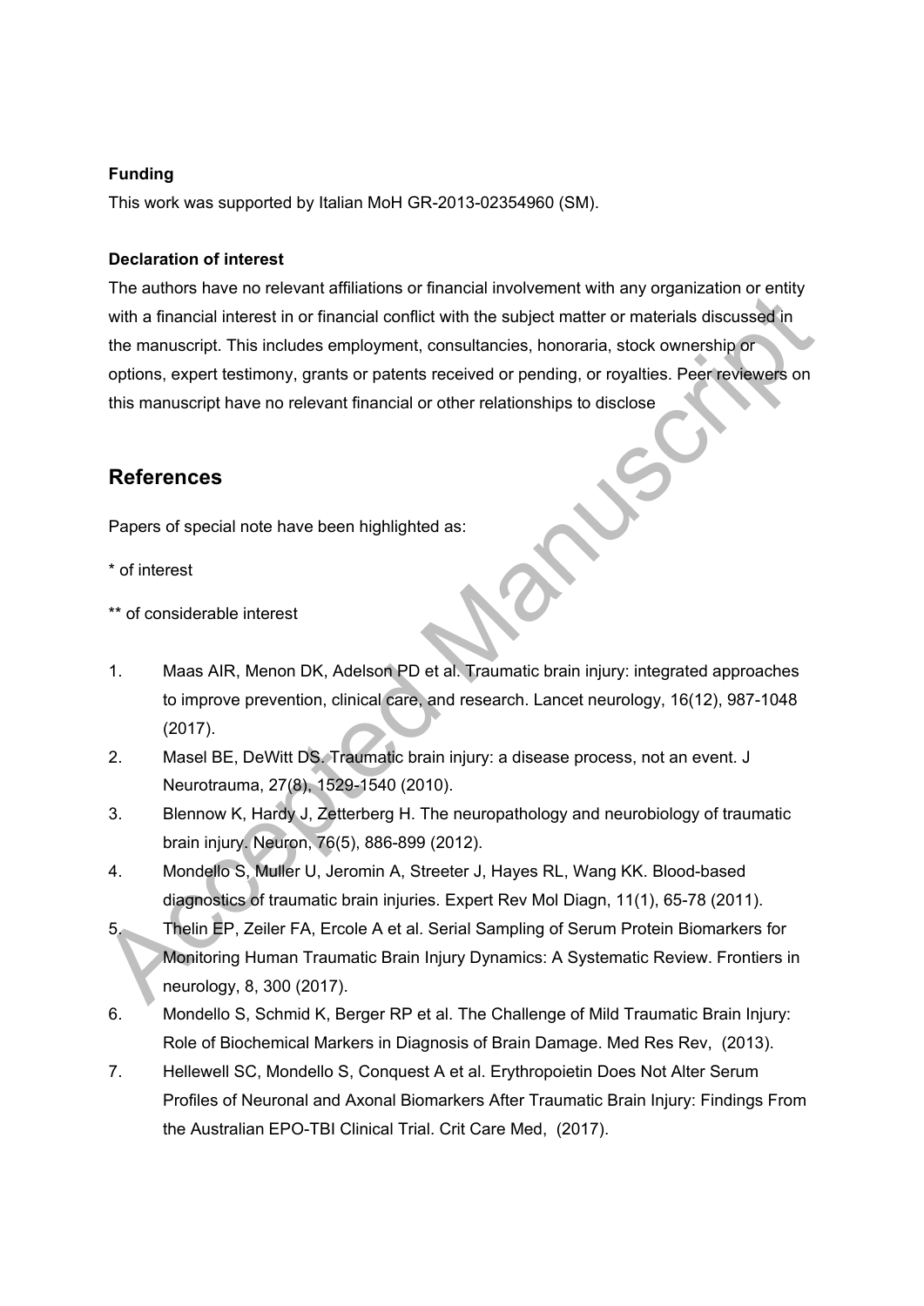**Funding**

This work was supported by Italian MoH GR-2013-02354960 (SM).

**Declaration of interest**

The authors have no relevant affiliations or financial involvement with any organization or entity with a financial interest in or financial conflict with the subject matter or materials discussed in the manuscript. This includes employment, consultancies, honoraria, stock ownership or options, expert testimony, grants or patents received or pending, or royalties. Peer reviewers on this manuscript have no relevant financial or other relationships to disclose

## References

Papers of special note have been highlighted as:

* of interest

** of considerable interest

1. Maas AIR, Menon DK, Adelson PD et al. Traumatic brain injury: integrated approaches to improve prevention, clinical care, and research. Lancet neurology, 16(12), 987-1048 (2017).
2. Masel BE, DeWitt DS. Traumatic brain injury: a disease process, not an event. J Neurotrauma, 27(8), 1529-1540 (2010).
3. Blennow K, Hardy J, Zetterberg H. The neuropathology and neurobiology of traumatic brain injury. Neuron, 76(5), 886-899 (2012).
4. Mondello S, Muller U, Jeromin A, Streeter J, Hayes RL, Wang KK. Blood-based diagnostics of traumatic brain injuries. Expert Rev Mol Diagn, 11(1), 65-78 (2011).
5. Thelin EP, Zeiler FA, Ercole A et al. Serial Sampling of Serum Protein Biomarkers for Monitoring Human Traumatic Brain Injury Dynamics: A Systematic Review. Frontiers in neurology, 8, 300 (2017).
6. Mondello S, Schmid K, Berger RP et al. The Challenge of Mild Traumatic Brain Injury: Role of Biochemical Markers in Diagnosis of Brain Damage. Med Res Rev, (2013).
7. Hellewell SC, Mondello S, Conquest A et al. Erythropoietin Does Not Alter Serum Profiles of Neuronal and Axonal Biomarkers After Traumatic Brain Injury: Findings From the Australian EPO-TBI Clinical Trial. Crit Care Med, (2017).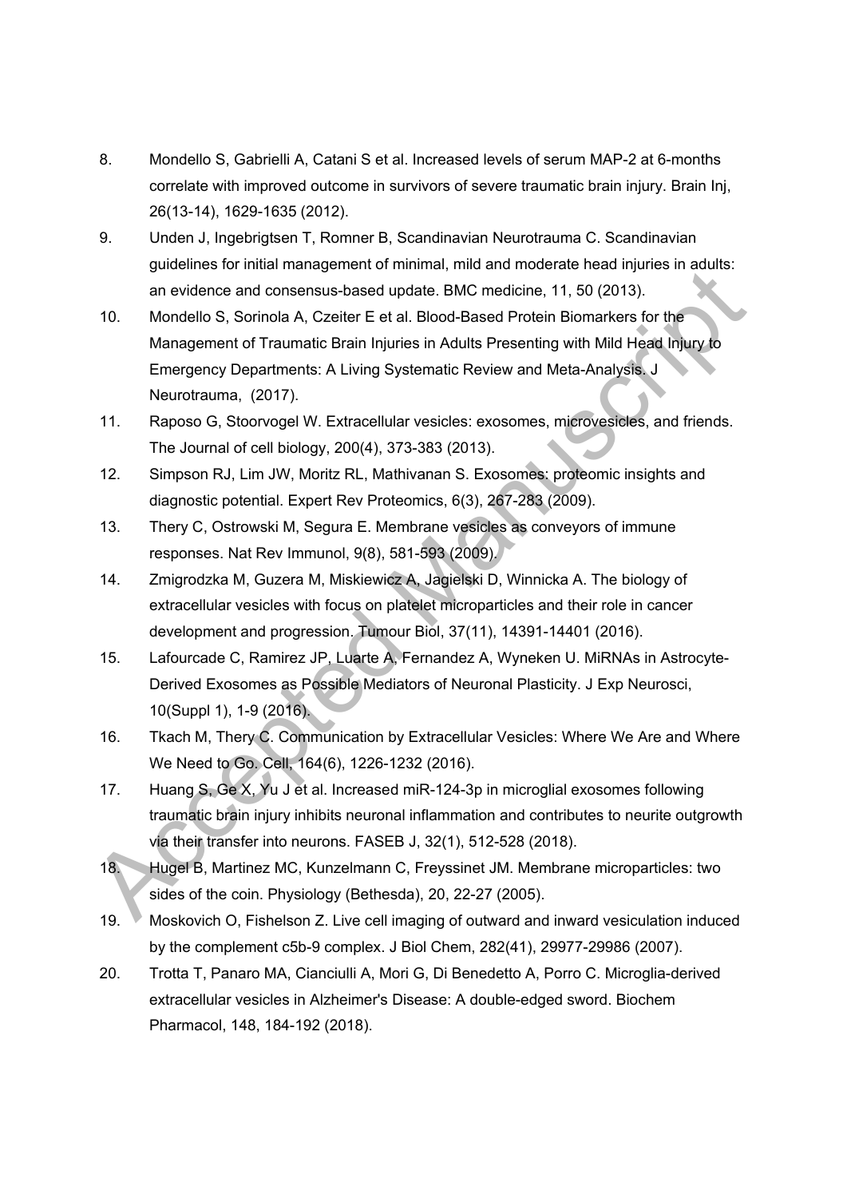8. Mondello S, Gabrielli A, Catani S et al. Increased levels of serum MAP-2 at 6-months correlate with improved outcome in survivors of severe traumatic brain injury. Brain Inj, 26(13-14), 1629-1635 (2012).
9. Unden J, Ingebrigtsen T, Romner B, Scandinavian Neurotrauma C. Scandinavian guidelines for initial management of minimal, mild and moderate head injuries in adults: an evidence and consensus-based update. BMC medicine, 11, 50 (2013).
10. Mondello S, Sorinola A, Czeiter E et al. Blood-Based Protein Biomarkers for the Management of Traumatic Brain Injuries in Adults Presenting with Mild Head Injury to Emergency Departments: A Living Systematic Review and Meta-Analysis. J Neurotrauma, (2017).
11. Raposo G, Stoorvogel W. Extracellular vesicles: exosomes, microvesicles, and friends. The Journal of cell biology, 200(4), 373-383 (2013).
12. Simpson RJ, Lim JW, Moritz RL, Mathivanan S. Exosomes: proteomic insights and diagnostic potential. Expert Rev Proteomics, 6(3), 267-283 (2009).
13. Thery C, Ostrowski M, Segura E. Membrane vesicles as conveyors of immune responses. Nat Rev Immunol, 9(8), 581-593 (2009).
14. Zmigrodzka M, Guzera M, Miskiewicz A, Jagielski D, Winnicka A. The biology of extracellular vesicles with focus on platelet microparticles and their role in cancer development and progression. Tumour Biol, 37(11), 14391-14401 (2016).
15. Lafourcade C, Ramirez JP, Luarte A, Fernandez A, Wyneken U. MiRNAs in Astrocyte-Derived Exosomes as Possible Mediators of Neuronal Plasticity. J Exp Neurosci, 10(Suppl 1), 1-9 (2016).
16. Tkach M, Thery C. Communication by Extracellular Vesicles: Where We Are and Where We Need to Go. Cell, 164(6), 1226-1232 (2016).
17. Huang S, Ge X, Yu J et al. Increased miR-124-3p in microglial exosomes following traumatic brain injury inhibits neuronal inflammation and contributes to neurite outgrowth via their transfer into neurons. FASEB J, 32(1), 512-528 (2018).
18. Hugel B, Martinez MC, Kunzelmann C, Freyssinet JM. Membrane microparticles: two sides of the coin. Physiology (Bethesda), 20, 22-27 (2005).
19. Moskovich O, Fishelson Z. Live cell imaging of outward and inward vesiculation induced by the complement c5b-9 complex. J Biol Chem, 282(41), 29977-29986 (2007).
20. Trotta T, Panaro MA, Cianciulli A, Mori G, Di Benedetto A, Porro C. Microglia-derived extracellular vesicles in Alzheimer's Disease: A double-edged sword. Biochem Pharmacol, 148, 184-192 (2018).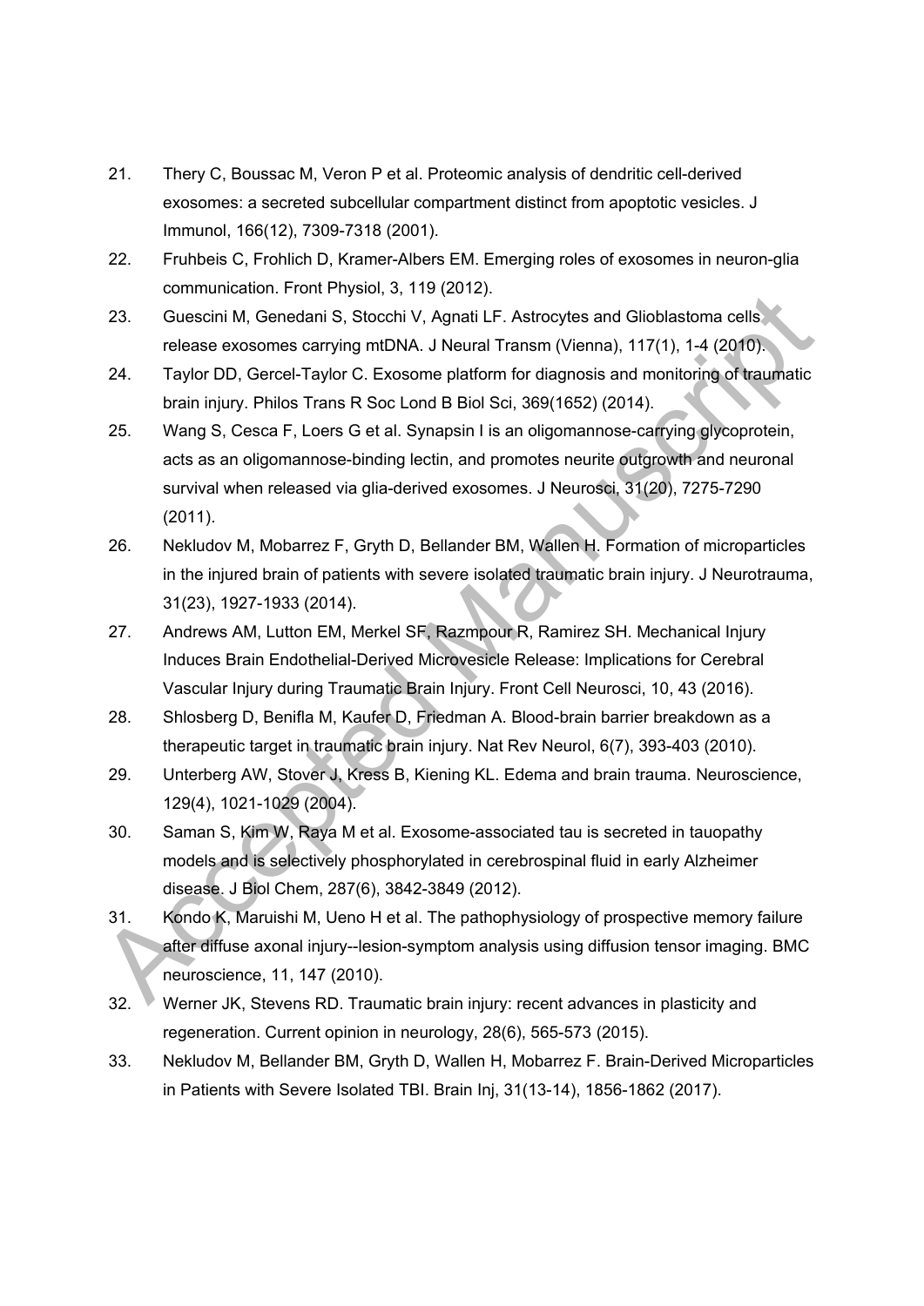21. Thery C, Boussac M, Veron P et al. Proteomic analysis of dendritic cell-derived exosomes: a secreted subcellular compartment distinct from apoptotic vesicles. J Immunol, 166(12), 7309-7318 (2001).

22. Fruhbeis C, Frohlich D, Kramer-Albers EM. Emerging roles of exosomes in neuron-glia communication. Front Physiol, 3, 119 (2012).

23. Guescini M, Genedani S, Stocchi V, Agnati LF. Astrocytes and Glioblastoma cells release exosomes carrying mtDNA. J Neural Transm (Vienna), 117(1), 1-4 (2010).

24. Taylor DD, Gercel-Taylor C. Exosome platform for diagnosis and monitoring of traumatic brain injury. Philos Trans R Soc Lond B Biol Sci, 369(1652) (2014).

25. Wang S, Cesca F, Loers G et al. Synapsin I is an oligomannose-carrying glycoprotein, acts as an oligomannose-binding lectin, and promotes neurite outgrowth and neuronal survival when released via glia-derived exosomes. J Neurosci, 31(20), 7275-7290 (2011).

26. Nekludov M, Mobarrez F, Gryth D, Bellander BM, Wallen H. Formation of microparticles in the injured brain of patients with severe isolated traumatic brain injury. J Neurotrauma, 31(23), 1927-1933 (2014).

27. Andrews AM, Lutton EM, Merkel SF, Razmpour R, Ramirez SH. Mechanical Injury Induces Brain Endothelial-Derived Microvesicle Release: Implications for Cerebral Vascular Injury during Traumatic Brain Injury. Front Cell Neurosci, 10, 43 (2016).

28. Shlosberg D, Benifla M, Kaufer D, Friedman A. Blood-brain barrier breakdown as a therapeutic target in traumatic brain injury. Nat Rev Neurol, 6(7), 393-403 (2010).

29. Unterberg AW, Stover J, Kress B, Kiening KL. Edema and brain trauma. Neuroscience, 129(4), 1021-1029 (2004).

30. Saman S, Kim W, Raya M et al. Exosome-associated tau is secreted in tauopathy models and is selectively phosphorylated in cerebrospinal fluid in early Alzheimer disease. J Biol Chem, 287(6), 3842-3849 (2012).

31. Kondo K, Maruishi M, Ueno H et al. The pathophysiology of prospective memory failure after diffuse axonal injury--lesion-symptom analysis using diffusion tensor imaging. BMC neuroscience, 11, 147 (2010).

32. Werner JK, Stevens RD. Traumatic brain injury: recent advances in plasticity and regeneration. Current opinion in neurology, 28(6), 565-573 (2015).

33. Nekludov M, Bellander BM, Gryth D, Wallen H, Mobarrez F. Brain-Derived Microparticles in Patients with Severe Isolated TBI. Brain Inj, 31(13-14), 1856-1862 (2017).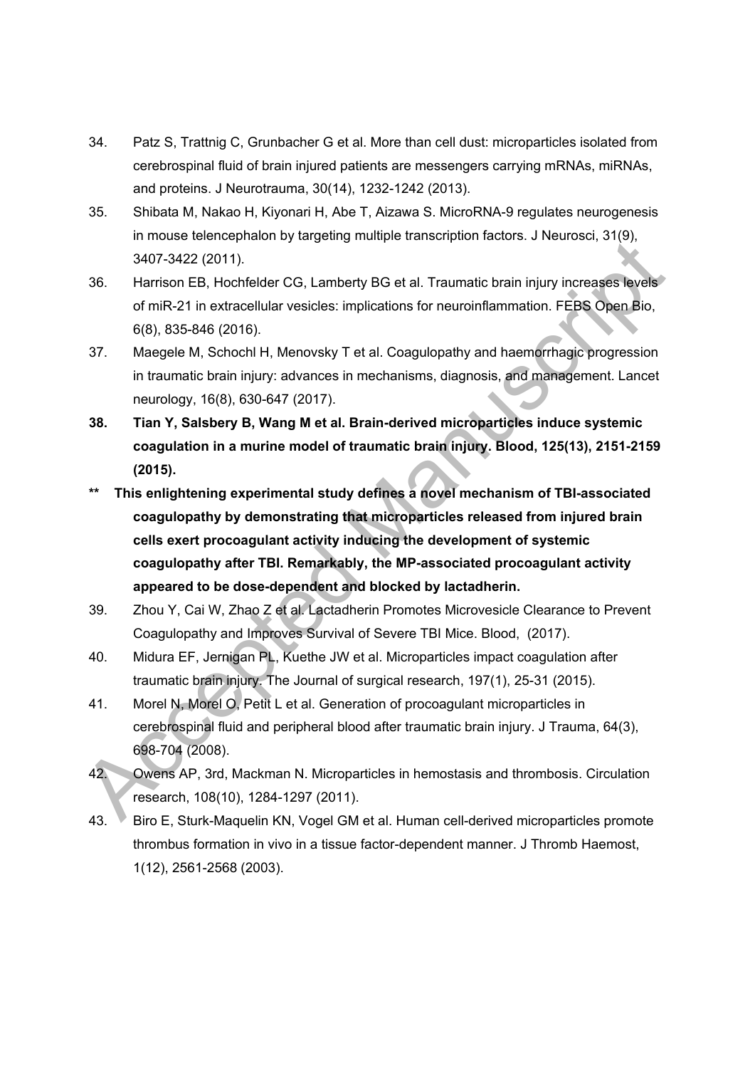34. Patz S, Trattnig C, Grunbacher G et al. More than cell dust: microparticles isolated from cerebrospinal fluid of brain injured patients are messengers carrying mRNAs, miRNAs, and proteins. J Neurotrauma, 30(14), 1232-1242 (2013).
35. Shibata M, Nakao H, Kiyonari H, Abe T, Aizawa S. MicroRNA-9 regulates neurogenesis in mouse telencephalon by targeting multiple transcription factors. J Neurosci, 31(9), 3407-3422 (2011).
36. Harrison EB, Hochfelder CG, Lamberty BG et al. Traumatic brain injury increases levels of miR-21 in extracellular vesicles: implications for neuroinflammation. FEBS Open Bio, 6(8), 835-846 (2016).
37. Maegele M, Schochl H, Menovsky T et al. Coagulopathy and haemorrhagic progression in traumatic brain injury: advances in mechanisms, diagnosis, and management. Lancet neurology, 16(8), 630-647 (2017).
38. **Tian Y, Salsbery B, Wang M et al. Brain-derived microparticles induce systemic coagulation in a murine model of traumatic brain injury. Blood, 125(13), 2151-2159 (2015).**

**\*\* This enlightening experimental study defines a novel mechanism of TBI-associated coagulopathy by demonstrating that microparticles released from injured brain cells exert procoagulant activity inducing the development of systemic coagulopathy after TBI. Remarkably, the MP-associated procoagulant activity appeared to be dose-dependent and blocked by lactadherin.**

39. Zhou Y, Cai W, Zhao Z et al. Lactadherin Promotes Microvesicle Clearance to Prevent Coagulopathy and Improves Survival of Severe TBI Mice. Blood, (2017).
40. Midura EF, Jernigan PL, Kuethe JW et al. Microparticles impact coagulation after traumatic brain injury. The Journal of surgical research, 197(1), 25-31 (2015).
41. Morel N, Morel O, Petit L et al. Generation of procoagulant microparticles in cerebrospinal fluid and peripheral blood after traumatic brain injury. J Trauma, 64(3), 698-704 (2008).
42. Owens AP, 3rd, Mackman N. Microparticles in hemostasis and thrombosis. Circulation research, 108(10), 1284-1297 (2011).
43. Biro E, Sturk-Maquelin KN, Vogel GM et al. Human cell-derived microparticles promote thrombus formation in vivo in a tissue factor-dependent manner. J Thromb Haemost, 1(12), 2561-2568 (2003).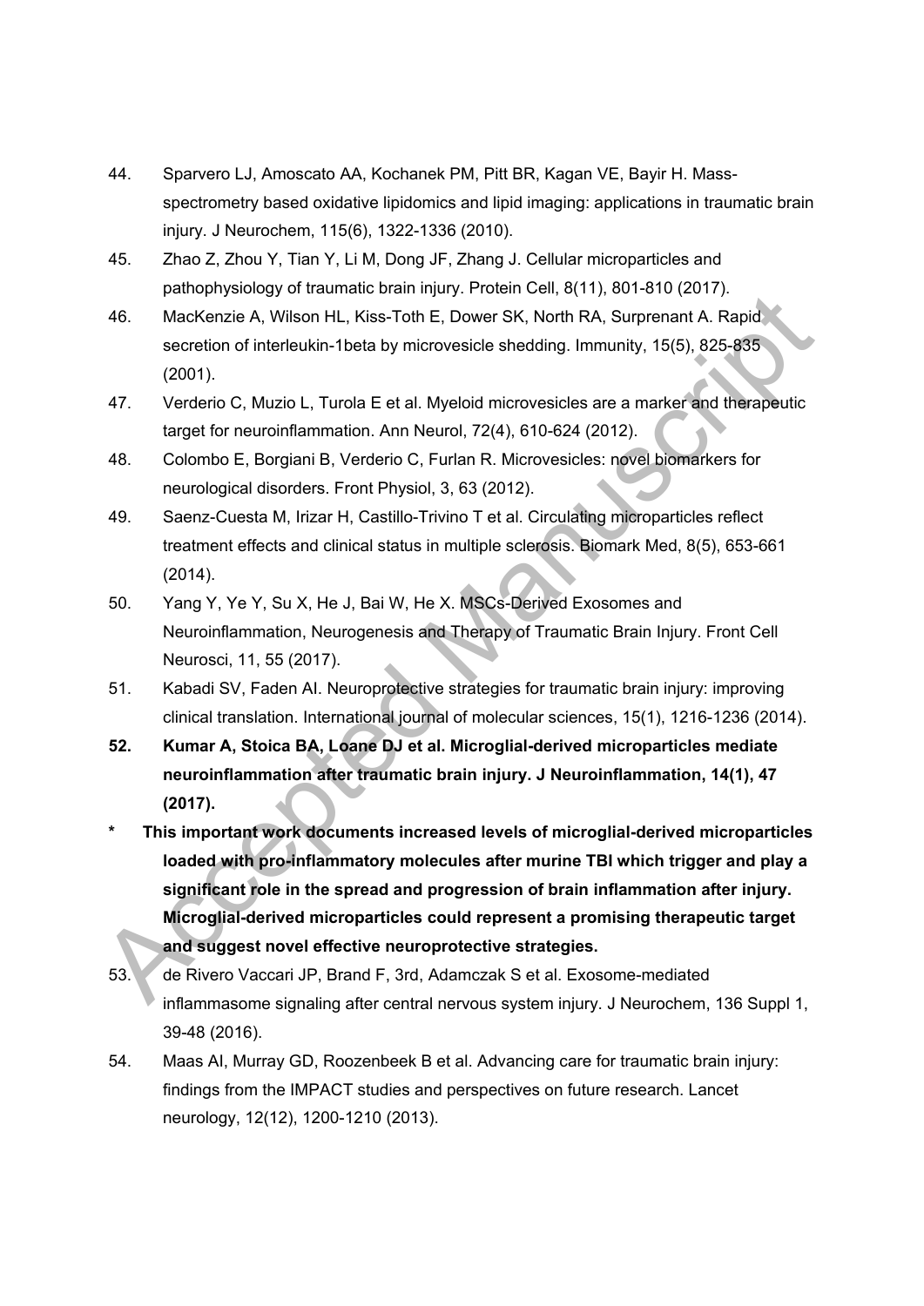44. Sparvero LJ, Amoscato AA, Kochanek PM, Pitt BR, Kagan VE, Bayir H. Mass-spectrometry based oxidative lipidomics and lipid imaging: applications in traumatic brain injury. J Neurochem, 115(6), 1322-1336 (2010).

45. Zhao Z, Zhou Y, Tian Y, Li M, Dong JF, Zhang J. Cellular microparticles and pathophysiology of traumatic brain injury. Protein Cell, 8(11), 801-810 (2017).

46. MacKenzie A, Wilson HL, Kiss-Toth E, Dower SK, North RA, Surprenant A. Rapid secretion of interleukin-1beta by microvesicle shedding. Immunity, 15(5), 825-835 (2001).

47. Verderio C, Muzio L, Turola E et al. Myeloid microvesicles are a marker and therapeutic target for neuroinflammation. Ann Neurol, 72(4), 610-624 (2012).

48. Colombo E, Borgiani B, Verderio C, Furlan R. Microvesicles: novel biomarkers for neurological disorders. Front Physiol, 3, 63 (2012).

49. Saenz-Cuesta M, Irizar H, Castillo-Trivino T et al. Circulating microparticles reflect treatment effects and clinical status in multiple sclerosis. Biomark Med, 8(5), 653-661 (2014).

50. Yang Y, Ye Y, Su X, He J, Bai W, He X. MSCs-Derived Exosomes and Neuroinflammation, Neurogenesis and Therapy of Traumatic Brain Injury. Front Cell Neurosci, 11, 55 (2017).

51. Kabadi SV, Faden AI. Neuroprotective strategies for traumatic brain injury: improving clinical translation. International journal of molecular sciences, 15(1), 1216-1236 (2014).

**52. Kumar A, Stoica BA, Loane DJ et al. Microglial-derived microparticles mediate neuroinflammation after traumatic brain injury. J Neuroinflammation, 14(1), 47 (2017).**

**\* This important work documents increased levels of microglial-derived microparticles loaded with pro-inflammatory molecules after murine TBI which trigger and play a significant role in the spread and progression of brain inflammation after injury. Microglial-derived microparticles could represent a promising therapeutic target and suggest novel effective neuroprotective strategies.**

53. de Rivero Vaccari JP, Brand F, 3rd, Adamczak S et al. Exosome-mediated inflammasome signaling after central nervous system injury. J Neurochem, 136 Suppl 1, 39-48 (2016).

54. Maas AI, Murray GD, Roozenbeek B et al. Advancing care for traumatic brain injury: findings from the IMPACT studies and perspectives on future research. Lancet neurology, 12(12), 1200-1210 (2013).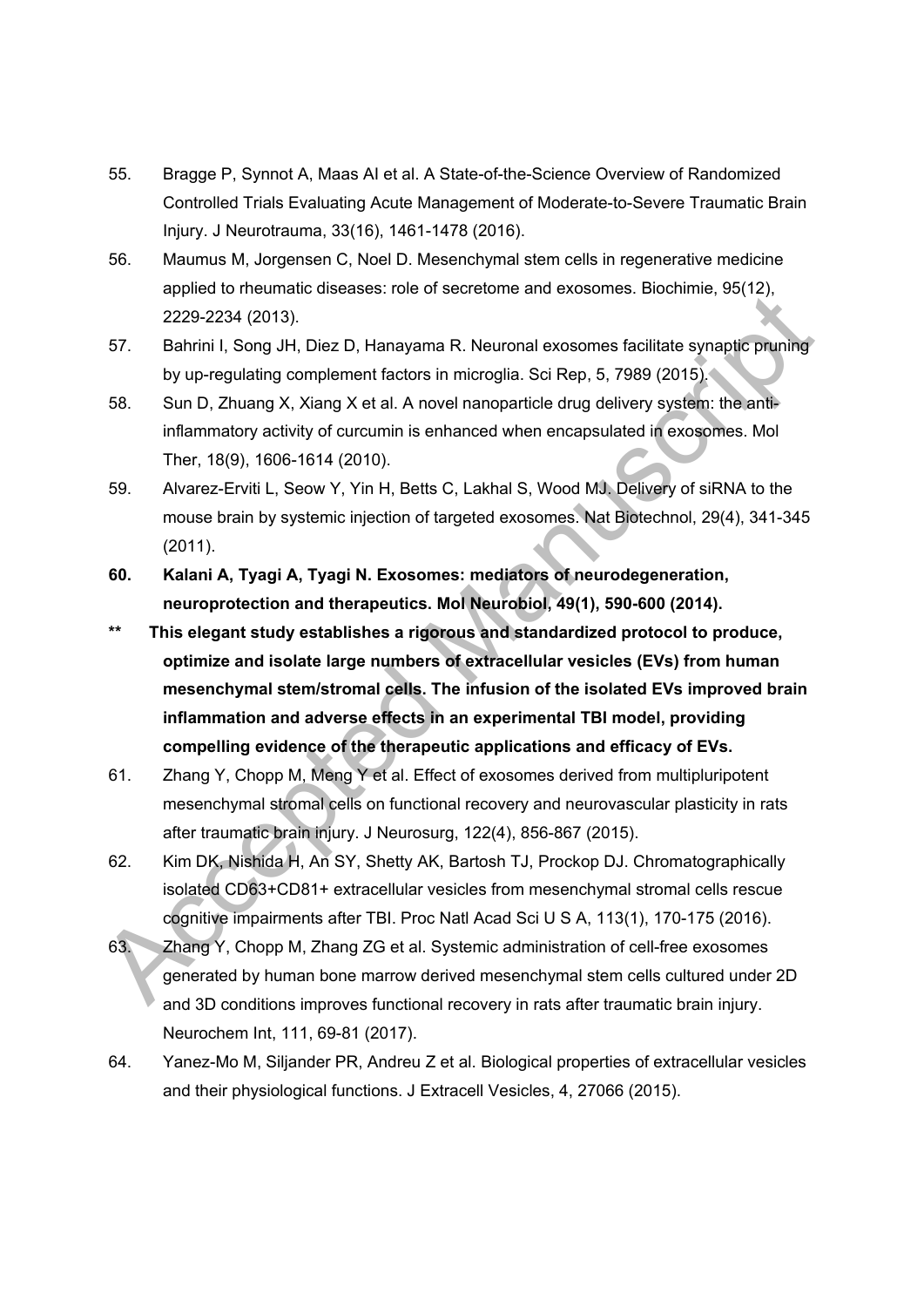55. Bragge P, Synnot A, Maas AI et al. A State-of-the-Science Overview of Randomized Controlled Trials Evaluating Acute Management of Moderate-to-Severe Traumatic Brain Injury. J Neurotrauma, 33(16), 1461-1478 (2016).

56. Maumus M, Jorgensen C, Noel D. Mesenchymal stem cells in regenerative medicine applied to rheumatic diseases: role of secretome and exosomes. Biochimie, 95(12), 2229-2234 (2013).

57. Bahrini I, Song JH, Diez D, Hanayama R. Neuronal exosomes facilitate synaptic pruning by up-regulating complement factors in microglia. Sci Rep, 5, 7989 (2015).

58. Sun D, Zhuang X, Xiang X et al. A novel nanoparticle drug delivery system: the anti-inflammatory activity of curcumin is enhanced when encapsulated in exosomes. Mol Ther, 18(9), 1606-1614 (2010).

59. Alvarez-Erviti L, Seow Y, Yin H, Betts C, Lakhal S, Wood MJ. Delivery of siRNA to the mouse brain by systemic injection of targeted exosomes. Nat Biotechnol, 29(4), 341-345 (2011).

**60. Kalani A, Tyagi A, Tyagi N. Exosomes: mediators of neurodegeneration, neuroprotection and therapeutics. Mol Neurobiol, 49(1), 590-600 (2014).**

**\*\* This elegant study establishes a rigorous and standardized protocol to produce, optimize and isolate large numbers of extracellular vesicles (EVs) from human mesenchymal stem/stromal cells. The infusion of the isolated EVs improved brain inflammation and adverse effects in an experimental TBI model, providing compelling evidence of the therapeutic applications and efficacy of EVs.**

61. Zhang Y, Chopp M, Meng Y et al. Effect of exosomes derived from multipluripotent mesenchymal stromal cells on functional recovery and neurovascular plasticity in rats after traumatic brain injury. J Neurosurg, 122(4), 856-867 (2015).

62. Kim DK, Nishida H, An SY, Shetty AK, Bartosh TJ, Prockop DJ. Chromatographically isolated CD63+CD81+ extracellular vesicles from mesenchymal stromal cells rescue cognitive impairments after TBI. Proc Natl Acad Sci U S A, 113(1), 170-175 (2016).

63. Zhang Y, Chopp M, Zhang ZG et al. Systemic administration of cell-free exosomes generated by human bone marrow derived mesenchymal stem cells cultured under 2D and 3D conditions improves functional recovery in rats after traumatic brain injury. Neurochem Int, 111, 69-81 (2017).

64. Yanez-Mo M, Siljander PR, Andreu Z et al. Biological properties of extracellular vesicles and their physiological functions. J Extracell Vesicles, 4, 27066 (2015).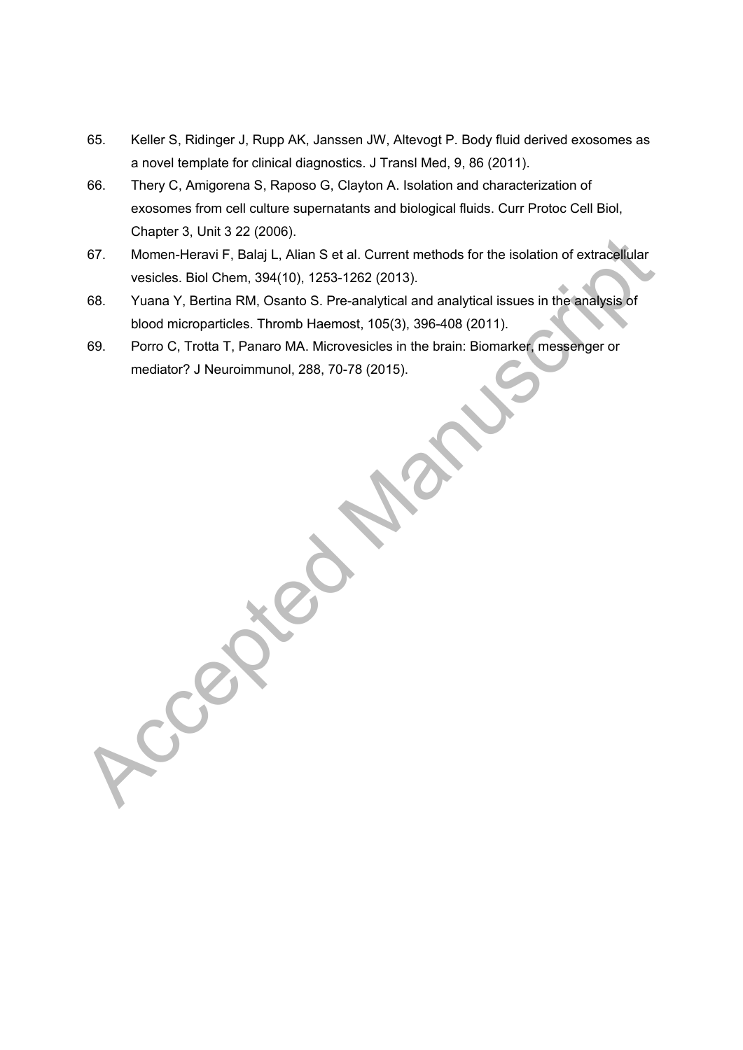65. Keller S, Ridinger J, Rupp AK, Janssen JW, Altevogt P. Body fluid derived exosomes as a novel template for clinical diagnostics. J Transl Med, 9, 86 (2011).
66. Thery C, Amigorena S, Raposo G, Clayton A. Isolation and characterization of exosomes from cell culture supernatants and biological fluids. Curr Protoc Cell Biol, Chapter 3, Unit 3 22 (2006).
67. Momen-Heravi F, Balaj L, Alian S et al. Current methods for the isolation of extracellular vesicles. Biol Chem, 394(10), 1253-1262 (2013).
68. Yuana Y, Bertina RM, Osanto S. Pre-analytical and analytical issues in the analysis of blood microparticles. Thromb Haemost, 105(3), 396-408 (2011).
69. Porro C, Trotta T, Panaro MA. Microvesicles in the brain: Biomarker, messenger or mediator? J Neuroimmunol, 288, 70-78 (2015).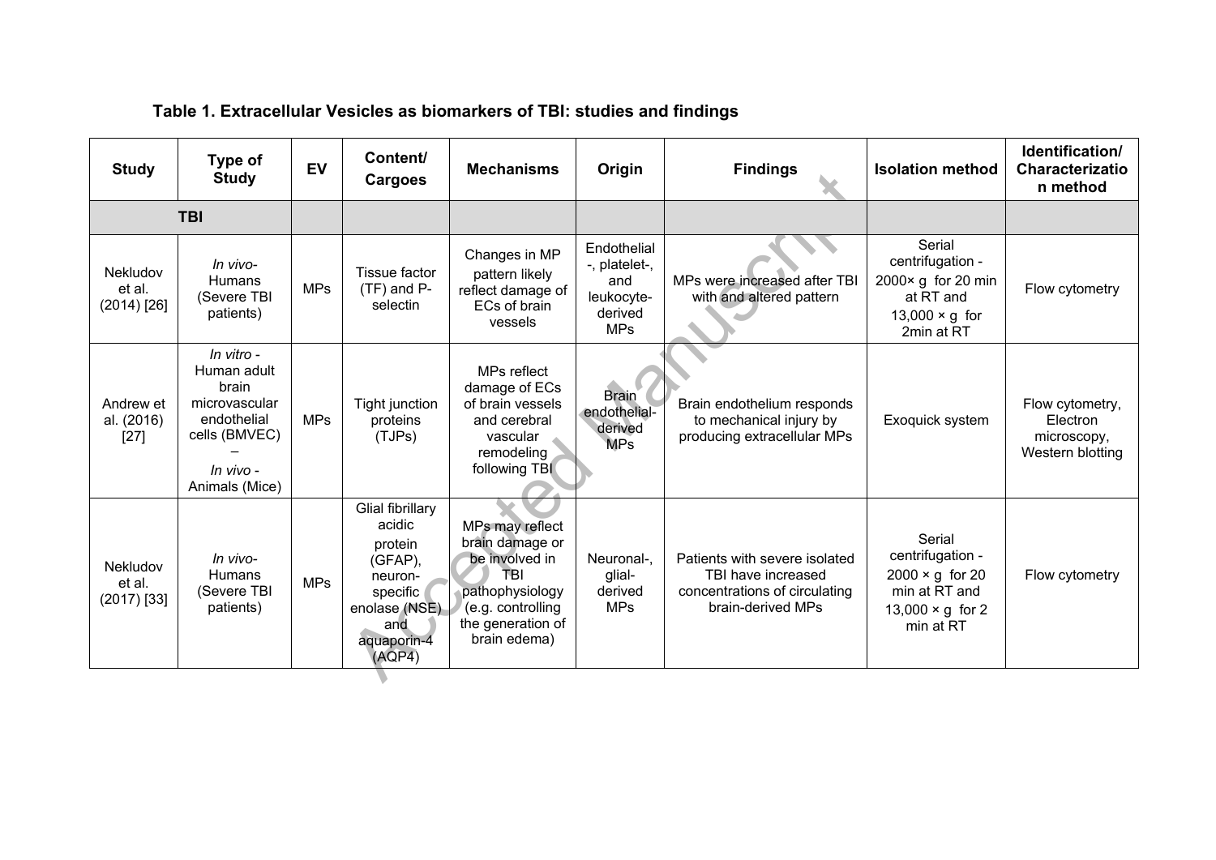**Table 1. Extracellular Vesicles as biomarkers of TBI: studies and findings**

| Study | Type of Study | EV | Content/ Cargoes | Mechanisms | Origin | Findings | Isolation method | Identification/ Characterization method |
|---|---|---|---|---|---|---|---|---|
| **TBI** | | | | | | | | |
| Nekludov et al. (2014) [26] | *In vivo*- Humans (Severe TBI patients) | MPs | Tissue factor (TF) and P-selectin | Changes in MP pattern likely reflect damage of ECs of brain vessels | Endothelial -, platelet-, and leukocyte-derived MPs | MPs were increased after TBI with and altered pattern | Serial centrifugation - 2000× g for 20 min at RT and 13,000 × g for 2min at RT | Flow cytometry |
| Andrew et al. (2016) [27] | *In vitro* - Human adult brain microvascular endothelial cells (BMVEC) – *In vivo* - Animals (Mice) | MPs | Tight junction proteins (TJPs) | MPs reflect damage of ECs of brain vessels and cerebral vascular remodeling following TBI | Brain endothelial-derived MPs | Brain endothelium responds to mechanical injury by producing extracellular MPs | Exoquick system | Flow cytometry, Electron microscopy, Western blotting |
| Nekludov et al. (2017) [33] | *In vivo*- Humans (Severe TBI patients) | MPs | Glial fibrillary acidic protein (GFAP), neuron-specific enolase (NSE) and aquaporin-4 (AQP4) | MPs may reflect brain damage or be involved in TBI pathophysiology (e.g. controlling the generation of brain edema) | Neuronal-, glial-derived MPs | Patients with severe isolated TBI have increased concentrations of circulating brain-derived MPs | Serial centrifugation - 2000 × g for 20 min at RT and 13,000 × g for 2 min at RT | Flow cytometry |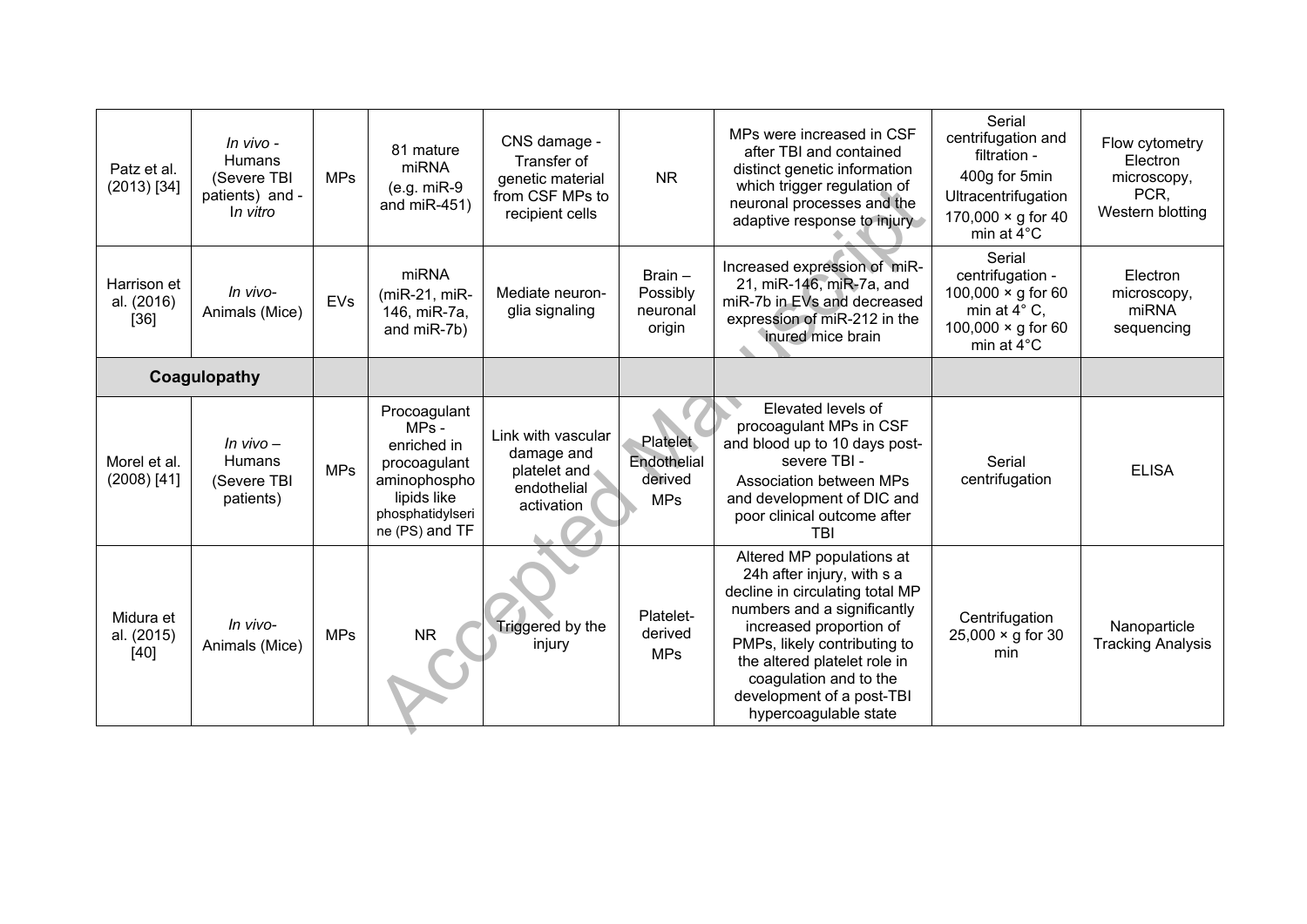| Patz et al. (2013) [34] | *In vivo* - Humans (Severe TBI patients) and - *In vitro* | MPs | 81 mature miRNA (e.g. miR-9 and miR-451) | CNS damage - Transfer of genetic material from CSF MPs to recipient cells | NR | MPs were increased in CSF after TBI and contained distinct genetic information which trigger regulation of neuronal processes and the adaptive response to injury | Serial centrifugation and filtration - 400g for 5min Ultracentrifugation 170,000 × g for 40 min at 4°C | Flow cytometry Electron microscopy, PCR, Western blotting |
|---|---|---|---|---|---|---|---|---|
| Harrison et al. (2016) [36] | *In vivo*- Animals (Mice) | EVs | miRNA (miR-21, miR-146, miR-7a, and miR-7b) | Mediate neuron-glia signaling | Brain – Possibly neuronal origin | Increased expression of miR-21, miR-146, miR-7a, and miR-7b in EVs and decreased expression of miR-212 in the inured mice brain | Serial centrifugation - 100,000 × g for 60 min at 4° C, 100,000 × g for 60 min at 4°C | Electron microscopy, miRNA sequencing |
| **Coagulopathy** | | | | | | | | |
| Morel et al. (2008) [41] | *In vivo* – Humans (Severe TBI patients) | MPs | Procoagulant MPs - enriched in procoagulant aminophospholipids like phosphatidylserine (PS) and TF | Link with vascular damage and platelet and endothelial activation | Platelet Endothelial derived MPs | Elevated levels of procoagulant MPs in CSF and blood up to 10 days post-severe TBI - Association between MPs and development of DIC and poor clinical outcome after TBI | Serial centrifugation | ELISA |
| Midura et al. (2015) [40] | *In vivo*- Animals (Mice) | MPs | NR | Triggered by the injury | Platelet-derived MPs | Altered MP populations at 24h after injury, with s a decline in circulating total MP numbers and a significantly increased proportion of PMPs, likely contributing to the altered platelet role in coagulation and to the development of a post-TBI hypercoagulable state | Centrifugation 25,000 × g for 30 min | Nanoparticle Tracking Analysis |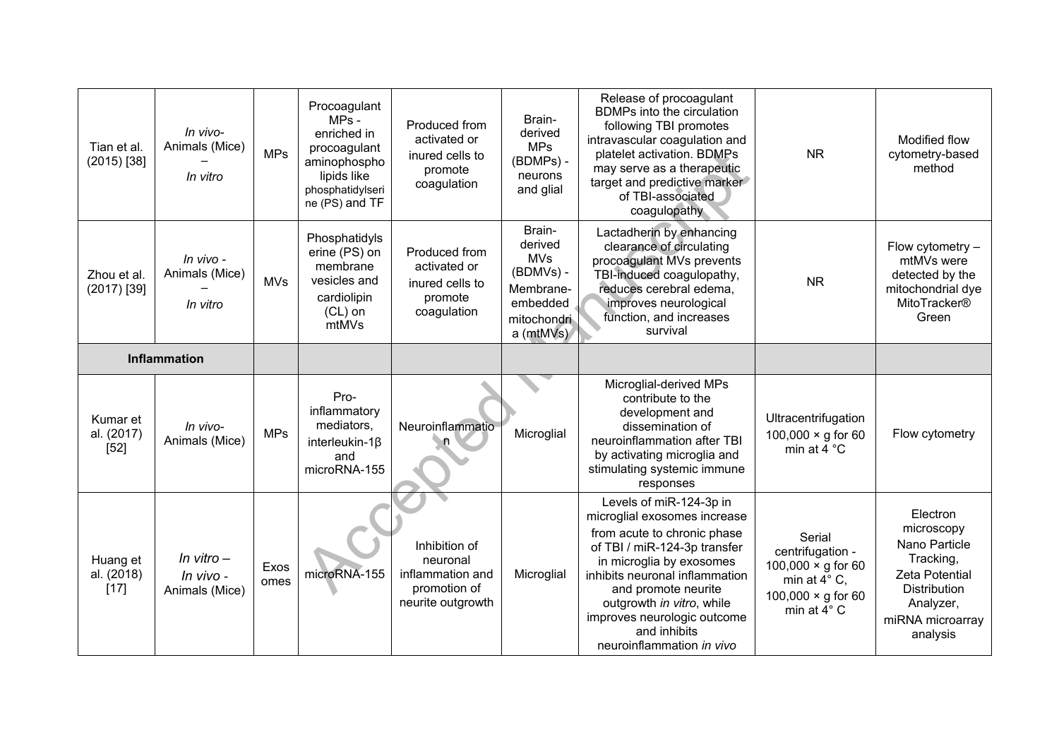| | | | | | | | | |
|---|---|---|---|---|---|---|---|---|
| Tian et al. (2015) [38] | *In vivo*- Animals (Mice) – *In vitro* | MPs | Procoagulant MPs - enriched in procoagulant aminophospholipids like phosphatidylserine (PS) and TF | Produced from activated or inured cells to promote coagulation | Brain-derived MPs (BDMPs) - neurons and glial | Release of procoagulant BDMPs into the circulation following TBI promotes intravascular coagulation and platelet activation. BDMPs may serve as a therapeutic target and predictive marker of TBI-associated coagulopathy | NR | Modified flow cytometry-based method |
| Zhou et al. (2017) [39] | *In vivo* - Animals (Mice) – *In vitro* | MVs | Phosphatidylserine (PS) on membrane vesicles and cardiolipin (CL) on mtMVs | Produced from activated or inured cells to promote coagulation | Brain-derived MVs (BDMVs) - Membrane-embedded mitochondria (mtMVs) | Lactadherin by enhancing clearance of circulating procoagulant MVs prevents TBI-induced coagulopathy, reduces cerebral edema, improves neurological function, and increases survival | NR | Flow cytometry – mtMVs were detected by the mitochondrial dye MitoTracker® Green |
| **Inflammation** | | | | | | | | |
| Kumar et al. (2017) [52] | *In vivo*- Animals (Mice) | MPs | Pro-inflammatory mediators, interleukin-1β and microRNA-155 | Neuroinflammation | Microglial | Microglial-derived MPs contribute to the development and dissemination of neuroinflammation after TBI by activating microglia and stimulating systemic immune responses | Ultracentrifugation 100,000 × g for 60 min at 4 °C | Flow cytometry |
| Huang et al. (2018) [17] | *In vitro* – *In vivo* - Animals (Mice) | Exosomes | microRNA-155 | Inhibition of neuronal inflammation and promotion of neurite outgrowth | Microglial | Levels of miR-124-3p in microglial exosomes increase from acute to chronic phase of TBI / miR-124-3p transfer in microglia by exosomes inhibits neuronal inflammation and promote neurite outgrowth *in vitro*, while improves neurologic outcome and inhibits neuroinflammation *in vivo* | Serial centrifugation - 100,000 × g for 60 min at 4° C, 100,000 × g for 60 min at 4° C | Electron microscopy Nano Particle Tracking, Zeta Potential Distribution Analyzer, miRNA microarray analysis |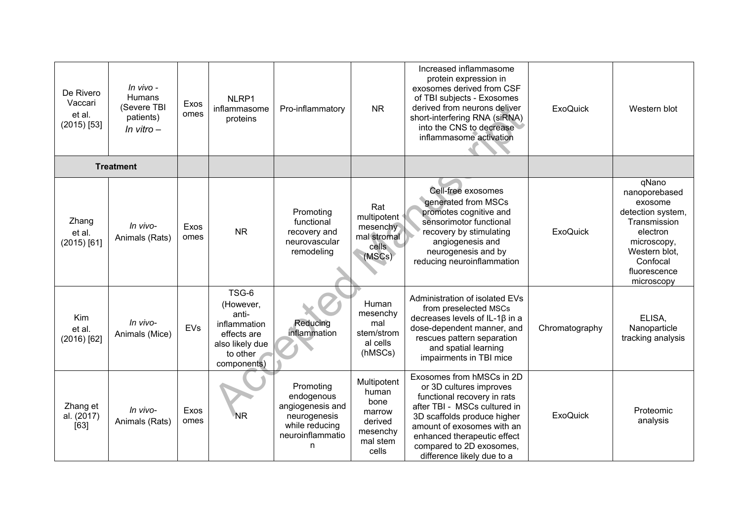| De Rivero Vaccari et al. (2015) [53] | *In vivo* - Humans (Severe TBI patients) *In vitro* – | Exosomes | NLRP1 inflammasome proteins | Pro-inflammatory | NR | Increased inflammasome protein expression in exosomes derived from CSF of TBI subjects - Exosomes derived from neurons deliver short-interfering RNA (siRNA) into the CNS to decrease inflammasome activation | ExoQuick | Western blot |
|---|---|---|---|---|---|---|---|---|
| **Treatment** | | | | | | | | |
| Zhang et al. (2015) [61] | *In vivo*- Animals (Rats) | Exosomes | NR | Promoting functional recovery and neurovascular remodeling | Rat multipotent mesenchymal stromal cells (MSCs) | Cell-free exosomes generated from MSCs promotes cognitive and sensorimotor functional recovery by stimulating angiogenesis and neurogenesis and by reducing neuroinflammation | ExoQuick | qNano nanoporebased exosome detection system, Transmission electron microscopy, Western blot, Confocal fluorescence microscopy |
| Kim et al. (2016) [62] | *In vivo*- Animals (Mice) | EVs | TSG-6 (However, anti-inflammation effects are also likely due to other components) | Reducing inflammation | Human mesenchymal stem/stromal cells (hMSCs) | Administration of isolated EVs from preselected MSCs decreases levels of IL-1β in a dose-dependent manner, and rescues pattern separation and spatial learning impairments in TBI mice | Chromatography | ELISA, Nanoparticle tracking analysis |
| Zhang et al. (2017) [63] | *In vivo*- Animals (Rats) | Exosomes | NR | Promoting endogenous angiogenesis and neurogenesis while reducing neuroinflammation | Multipotent human bone marrow derived mesenchymal stem cells | Exosomes from hMSCs in 2D or 3D cultures improves functional recovery in rats after TBI - MSCs cultured in 3D scaffolds produce higher amount of exosomes with an enhanced therapeutic effect compared to 2D exosomes, difference likely due to a | ExoQuick | Proteomic analysis |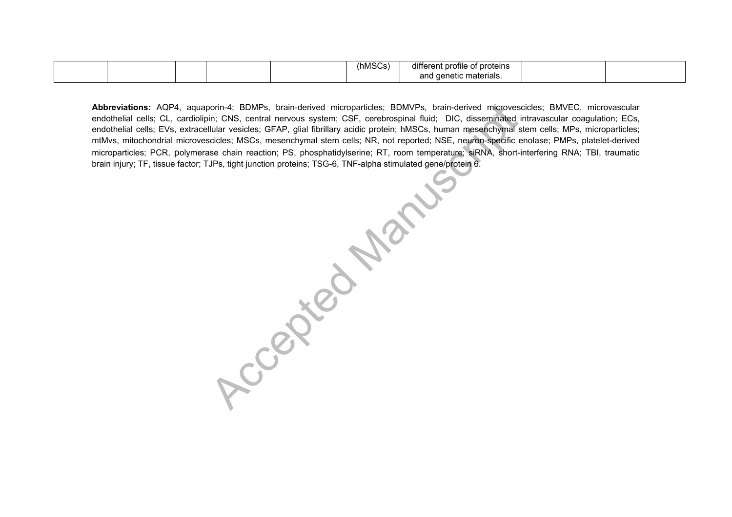| | | | | | | | | |
|---|---|---|---|---|---|---|---|---|
| | | | | | (hMSCs) | different profile of proteins and genetic materials. | | |

**Abbreviations:** AQP4, aquaporin-4; BDMPs, brain-derived microparticles; BDMVPs, brain-derived microvescicles; BMVEC, microvascular endothelial cells; CL, cardiolipin; CNS, central nervous system; CSF, cerebrospinal fluid; DIC, disseminated intravascular coagulation; ECs, endothelial cells; EVs, extracellular vesicles; GFAP, glial fibrillary acidic protein; hMSCs, human mesenchymal stem cells; MPs, microparticles; mtMvs, mitochondrial microvescicles; MSCs, mesenchymal stem cells; NR, not reported; NSE, neuron-specific enolase; PMPs, platelet-derived microparticles; PCR, polymerase chain reaction; PS, phosphatidylserine; RT, room temperature; siRNA, short-interfering RNA; TBI, traumatic brain injury; TF, tissue factor; TJPs, tight junction proteins; TSG-6, TNF-alpha stimulated gene/protein 6.